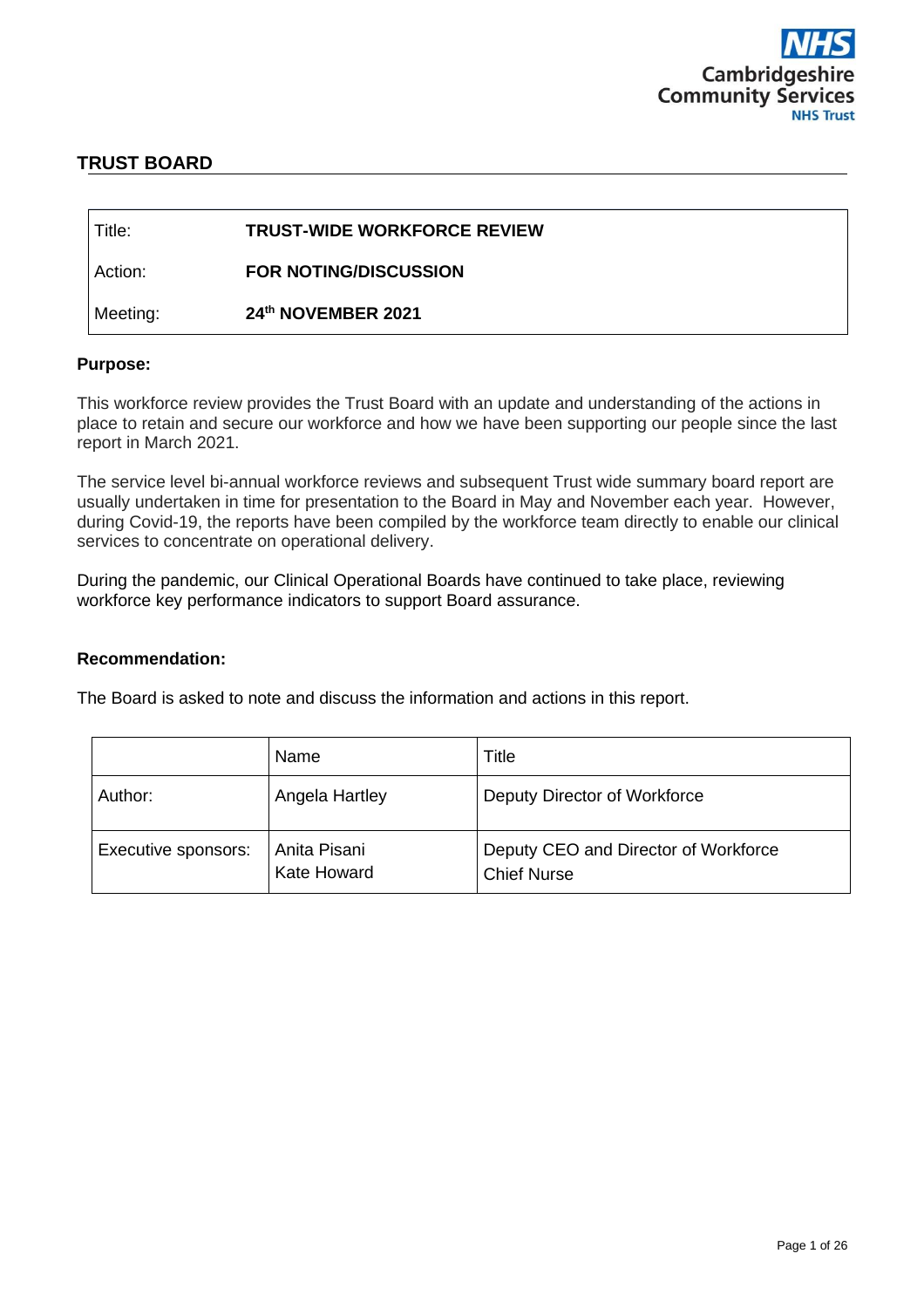NHS
Cambridgeshire
Community Services
NHS Trust

## TRUST BOARD

| | |
|---|---|
| Title: | **TRUST-WIDE WORKFORCE REVIEW** |
| Action: | **FOR NOTING/DISCUSSION** |
| Meeting: | **24th NOVEMBER 2021** |

**Purpose:**

This workforce review provides the Trust Board with an update and understanding of the actions in place to retain and secure our workforce and how we have been supporting our people since the last report in March 2021.

The service level bi-annual workforce reviews and subsequent Trust wide summary board report are usually undertaken in time for presentation to the Board in May and November each year. However, during Covid-19, the reports have been compiled by the workforce team directly to enable our clinical services to concentrate on operational delivery.

During the pandemic, our Clinical Operational Boards have continued to take place, reviewing workforce key performance indicators to support Board assurance.

**Recommendation:**

The Board is asked to note and discuss the information and actions in this report.

| | Name | Title |
|---|---|---|
| Author: | Angela Hartley | Deputy Director of Workforce |
| Executive sponsors: | Anita Pisani<br>Kate Howard | Deputy CEO and Director of Workforce<br>Chief Nurse |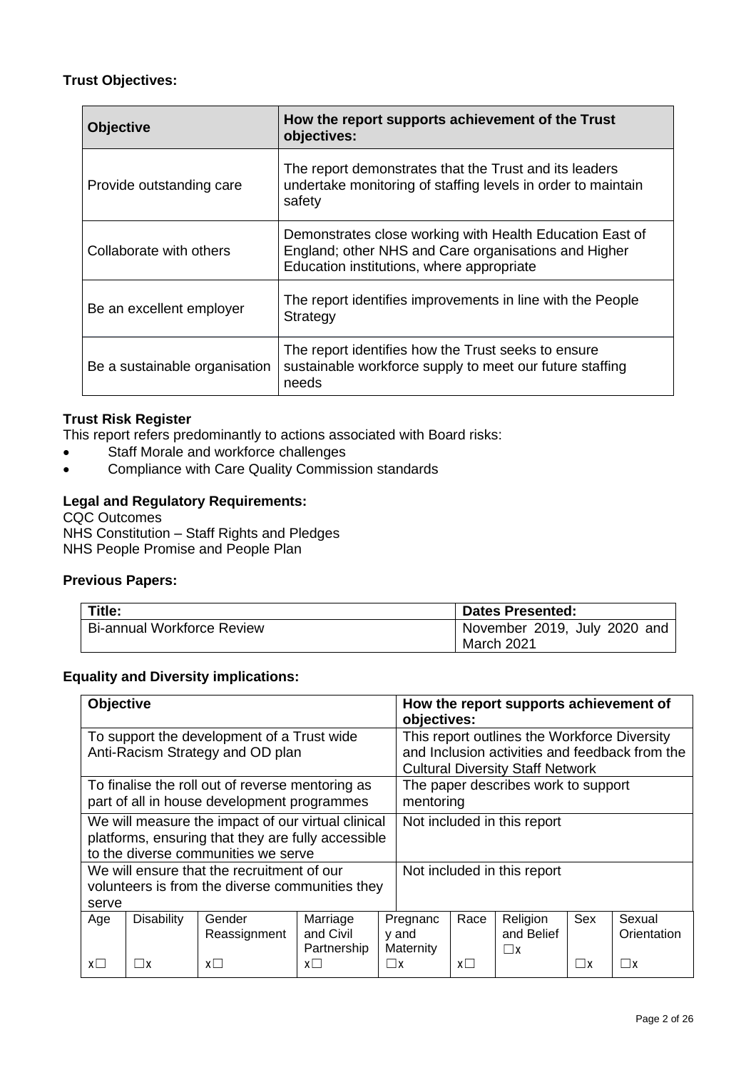**Trust Objectives:**

| Objective | How the report supports achievement of the Trust objectives: |
|---|---|
| Provide outstanding care | The report demonstrates that the Trust and its leaders undertake monitoring of staffing levels in order to maintain safety |
| Collaborate with others | Demonstrates close working with Health Education East of England; other NHS and Care organisations and Higher Education institutions, where appropriate |
| Be an excellent employer | The report identifies improvements in line with the People Strategy |
| Be a sustainable organisation | The report identifies how the Trust seeks to ensure sustainable workforce supply to meet our future staffing needs |

**Trust Risk Register**

This report refers predominantly to actions associated with Board risks:

- Staff Morale and workforce challenges
- Compliance with Care Quality Commission standards

**Legal and Regulatory Requirements:**

CQC Outcomes
NHS Constitution – Staff Rights and Pledges
NHS People Promise and People Plan

**Previous Papers:**

| Title: | Dates Presented: |
|---|---|
| Bi-annual Workforce Review | November 2019, July 2020 and March 2021 |

**Equality and Diversity implications:**

| Objective | How the report supports achievement of objectives: |
|---|---|
| To support the development of a Trust wide Anti-Racism Strategy and OD plan | This report outlines the Workforce Diversity and Inclusion activities and feedback from the Cultural Diversity Staff Network |
| To finalise the roll out of reverse mentoring as part of all in house development programmes | The paper describes work to support mentoring |
| We will measure the impact of our virtual clinical platforms, ensuring that they are fully accessible to the diverse communities we serve | Not included in this report |
| We will ensure that the recruitment of our volunteers is from the diverse communities they serve | Not included in this report |

| Age | Disability | Gender Reassignment | Marriage and Civil Partnership | Pregnancy and Maternity | Race | Religion and Belief | Sex | Sexual Orientation |
|---|---|---|---|---|---|---|---|---|
| x☐ | ☐x | x☐ | x☐ | ☐x | x☐ | ☐x | ☐x | ☐x |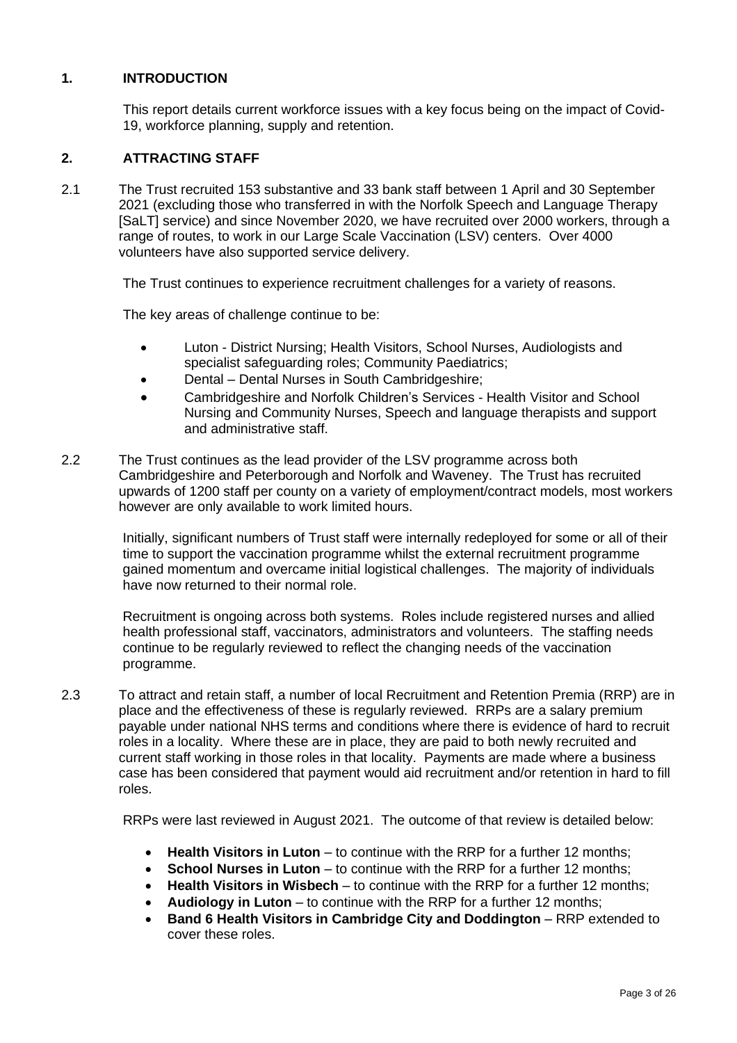## 1. INTRODUCTION

This report details current workforce issues with a key focus being on the impact of Covid-19, workforce planning, supply and retention.

## 2. ATTRACTING STAFF

2.1 The Trust recruited 153 substantive and 33 bank staff between 1 April and 30 September 2021 (excluding those who transferred in with the Norfolk Speech and Language Therapy [SaLT] service) and since November 2020, we have recruited over 2000 workers, through a range of routes, to work in our Large Scale Vaccination (LSV) centers. Over 4000 volunteers have also supported service delivery.

The Trust continues to experience recruitment challenges for a variety of reasons.

The key areas of challenge continue to be:

- Luton - District Nursing; Health Visitors, School Nurses, Audiologists and specialist safeguarding roles; Community Paediatrics;
- Dental – Dental Nurses in South Cambridgeshire;
- Cambridgeshire and Norfolk Children's Services - Health Visitor and School Nursing and Community Nurses, Speech and language therapists and support and administrative staff.

2.2 The Trust continues as the lead provider of the LSV programme across both Cambridgeshire and Peterborough and Norfolk and Waveney. The Trust has recruited upwards of 1200 staff per county on a variety of employment/contract models, most workers however are only available to work limited hours.

Initially, significant numbers of Trust staff were internally redeployed for some or all of their time to support the vaccination programme whilst the external recruitment programme gained momentum and overcame initial logistical challenges. The majority of individuals have now returned to their normal role.

Recruitment is ongoing across both systems. Roles include registered nurses and allied health professional staff, vaccinators, administrators and volunteers. The staffing needs continue to be regularly reviewed to reflect the changing needs of the vaccination programme.

2.3 To attract and retain staff, a number of local Recruitment and Retention Premia (RRP) are in place and the effectiveness of these is regularly reviewed. RRPs are a salary premium payable under national NHS terms and conditions where there is evidence of hard to recruit roles in a locality. Where these are in place, they are paid to both newly recruited and current staff working in those roles in that locality. Payments are made where a business case has been considered that payment would aid recruitment and/or retention in hard to fill roles.

RRPs were last reviewed in August 2021. The outcome of that review is detailed below:

- **Health Visitors in Luton** – to continue with the RRP for a further 12 months;
- **School Nurses in Luton** – to continue with the RRP for a further 12 months;
- **Health Visitors in Wisbech** – to continue with the RRP for a further 12 months;
- **Audiology in Luton** – to continue with the RRP for a further 12 months;
- **Band 6 Health Visitors in Cambridge City and Doddington** – RRP extended to cover these roles.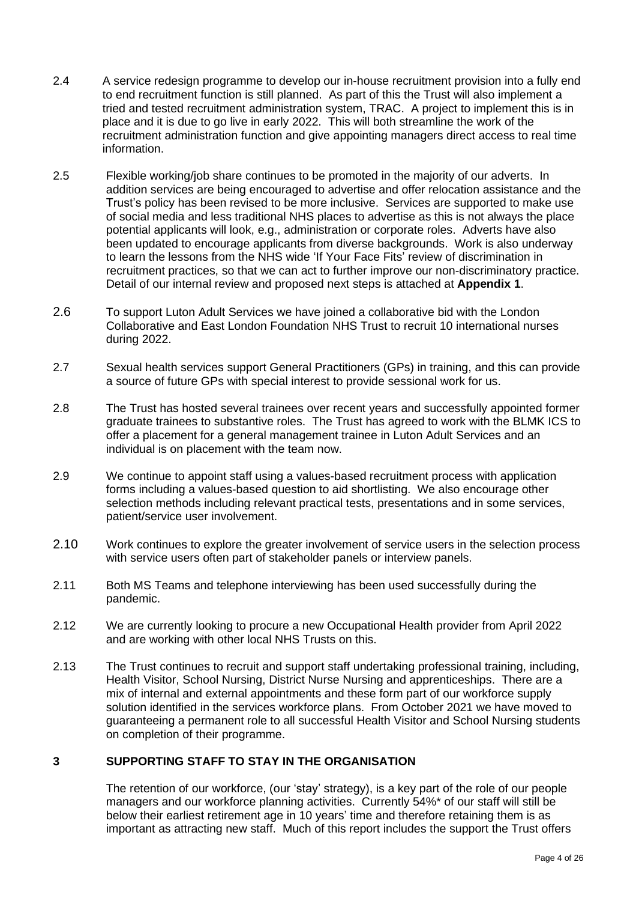2.4 A service redesign programme to develop our in-house recruitment provision into a fully end to end recruitment function is still planned. As part of this the Trust will also implement a tried and tested recruitment administration system, TRAC. A project to implement this is in place and it is due to go live in early 2022. This will both streamline the work of the recruitment administration function and give appointing managers direct access to real time information.

2.5 Flexible working/job share continues to be promoted in the majority of our adverts. In addition services are being encouraged to advertise and offer relocation assistance and the Trust's policy has been revised to be more inclusive. Services are supported to make use of social media and less traditional NHS places to advertise as this is not always the place potential applicants will look, e.g., administration or corporate roles. Adverts have also been updated to encourage applicants from diverse backgrounds. Work is also underway to learn the lessons from the NHS wide 'If Your Face Fits' review of discrimination in recruitment practices, so that we can act to further improve our non-discriminatory practice. Detail of our internal review and proposed next steps is attached at **Appendix 1**.

2.6 To support Luton Adult Services we have joined a collaborative bid with the London Collaborative and East London Foundation NHS Trust to recruit 10 international nurses during 2022.

2.7 Sexual health services support General Practitioners (GPs) in training, and this can provide a source of future GPs with special interest to provide sessional work for us.

2.8 The Trust has hosted several trainees over recent years and successfully appointed former graduate trainees to substantive roles. The Trust has agreed to work with the BLMK ICS to offer a placement for a general management trainee in Luton Adult Services and an individual is on placement with the team now.

2.9 We continue to appoint staff using a values-based recruitment process with application forms including a values-based question to aid shortlisting. We also encourage other selection methods including relevant practical tests, presentations and in some services, patient/service user involvement.

2.10 Work continues to explore the greater involvement of service users in the selection process with service users often part of stakeholder panels or interview panels.

2.11 Both MS Teams and telephone interviewing has been used successfully during the pandemic.

2.12 We are currently looking to procure a new Occupational Health provider from April 2022 and are working with other local NHS Trusts on this.

2.13 The Trust continues to recruit and support staff undertaking professional training, including, Health Visitor, School Nursing, District Nurse Nursing and apprenticeships. There are a mix of internal and external appointments and these form part of our workforce supply solution identified in the services workforce plans. From October 2021 we have moved to guaranteeing a permanent role to all successful Health Visitor and School Nursing students on completion of their programme.

## 3 SUPPORTING STAFF TO STAY IN THE ORGANISATION

The retention of our workforce, (our 'stay' strategy), is a key part of the role of our people managers and our workforce planning activities. Currently 54%* of our staff will still be below their earliest retirement age in 10 years' time and therefore retaining them is as important as attracting new staff. Much of this report includes the support the Trust offers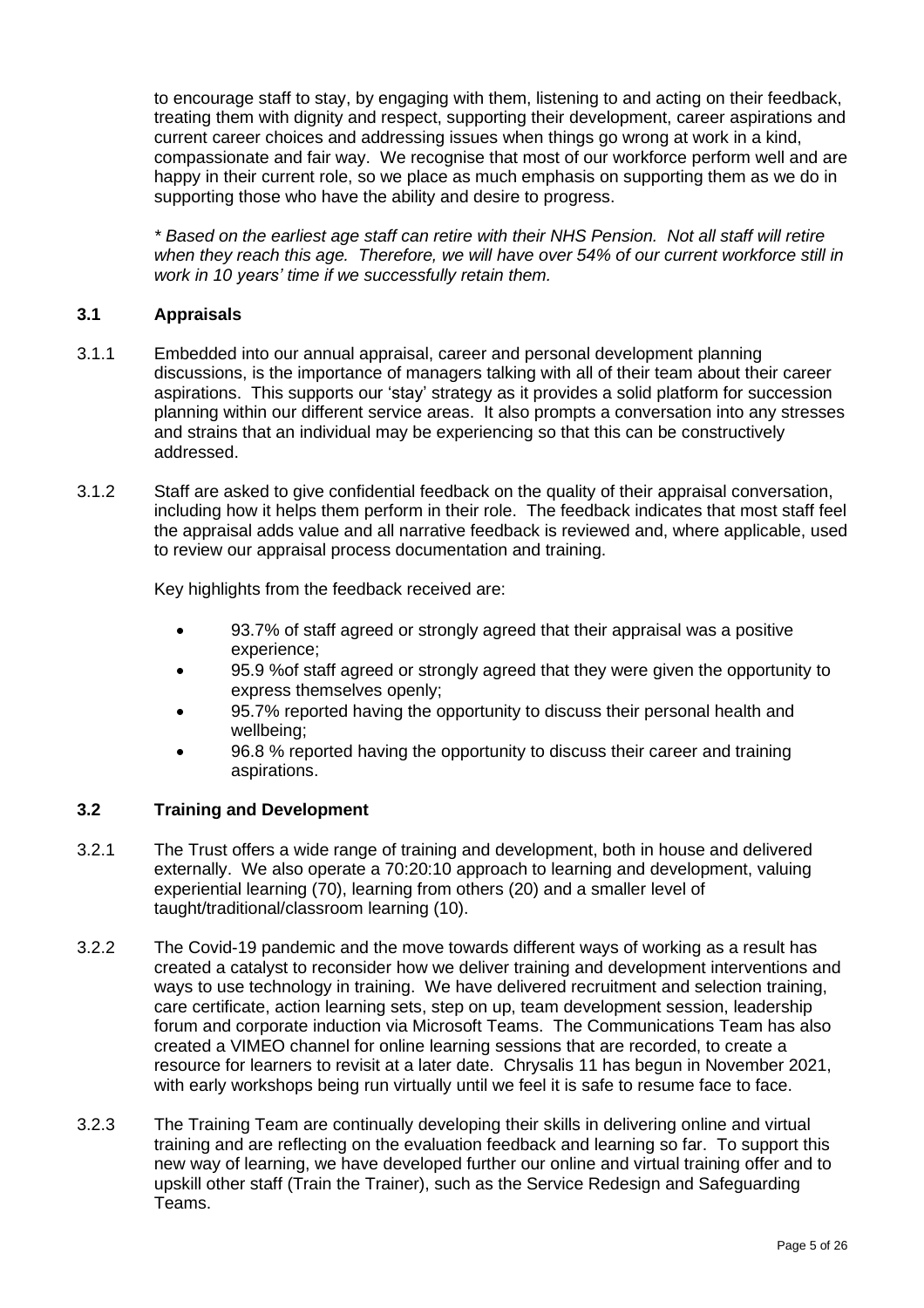to encourage staff to stay, by engaging with them, listening to and acting on their feedback, treating them with dignity and respect, supporting their development, career aspirations and current career choices and addressing issues when things go wrong at work in a kind, compassionate and fair way. We recognise that most of our workforce perform well and are happy in their current role, so we place as much emphasis on supporting them as we do in supporting those who have the ability and desire to progress.

*\* Based on the earliest age staff can retire with their NHS Pension. Not all staff will retire when they reach this age. Therefore, we will have over 54% of our current workforce still in work in 10 years' time if we successfully retain them.*

### 3.1 Appraisals

3.1.1 Embedded into our annual appraisal, career and personal development planning discussions, is the importance of managers talking with all of their team about their career aspirations. This supports our 'stay' strategy as it provides a solid platform for succession planning within our different service areas. It also prompts a conversation into any stresses and strains that an individual may be experiencing so that this can be constructively addressed.

3.1.2 Staff are asked to give confidential feedback on the quality of their appraisal conversation, including how it helps them perform in their role. The feedback indicates that most staff feel the appraisal adds value and all narrative feedback is reviewed and, where applicable, used to review our appraisal process documentation and training.

Key highlights from the feedback received are:

- 93.7% of staff agreed or strongly agreed that their appraisal was a positive experience;
- 95.9 %of staff agreed or strongly agreed that they were given the opportunity to express themselves openly;
- 95.7% reported having the opportunity to discuss their personal health and wellbeing;
- 96.8 % reported having the opportunity to discuss their career and training aspirations.

### 3.2 Training and Development

3.2.1 The Trust offers a wide range of training and development, both in house and delivered externally. We also operate a 70:20:10 approach to learning and development, valuing experiential learning (70), learning from others (20) and a smaller level of taught/traditional/classroom learning (10).

3.2.2 The Covid-19 pandemic and the move towards different ways of working as a result has created a catalyst to reconsider how we deliver training and development interventions and ways to use technology in training. We have delivered recruitment and selection training, care certificate, action learning sets, step on up, team development session, leadership forum and corporate induction via Microsoft Teams. The Communications Team has also created a VIMEO channel for online learning sessions that are recorded, to create a resource for learners to revisit at a later date. Chrysalis 11 has begun in November 2021, with early workshops being run virtually until we feel it is safe to resume face to face.

3.2.3 The Training Team are continually developing their skills in delivering online and virtual training and are reflecting on the evaluation feedback and learning so far. To support this new way of learning, we have developed further our online and virtual training offer and to upskill other staff (Train the Trainer), such as the Service Redesign and Safeguarding Teams.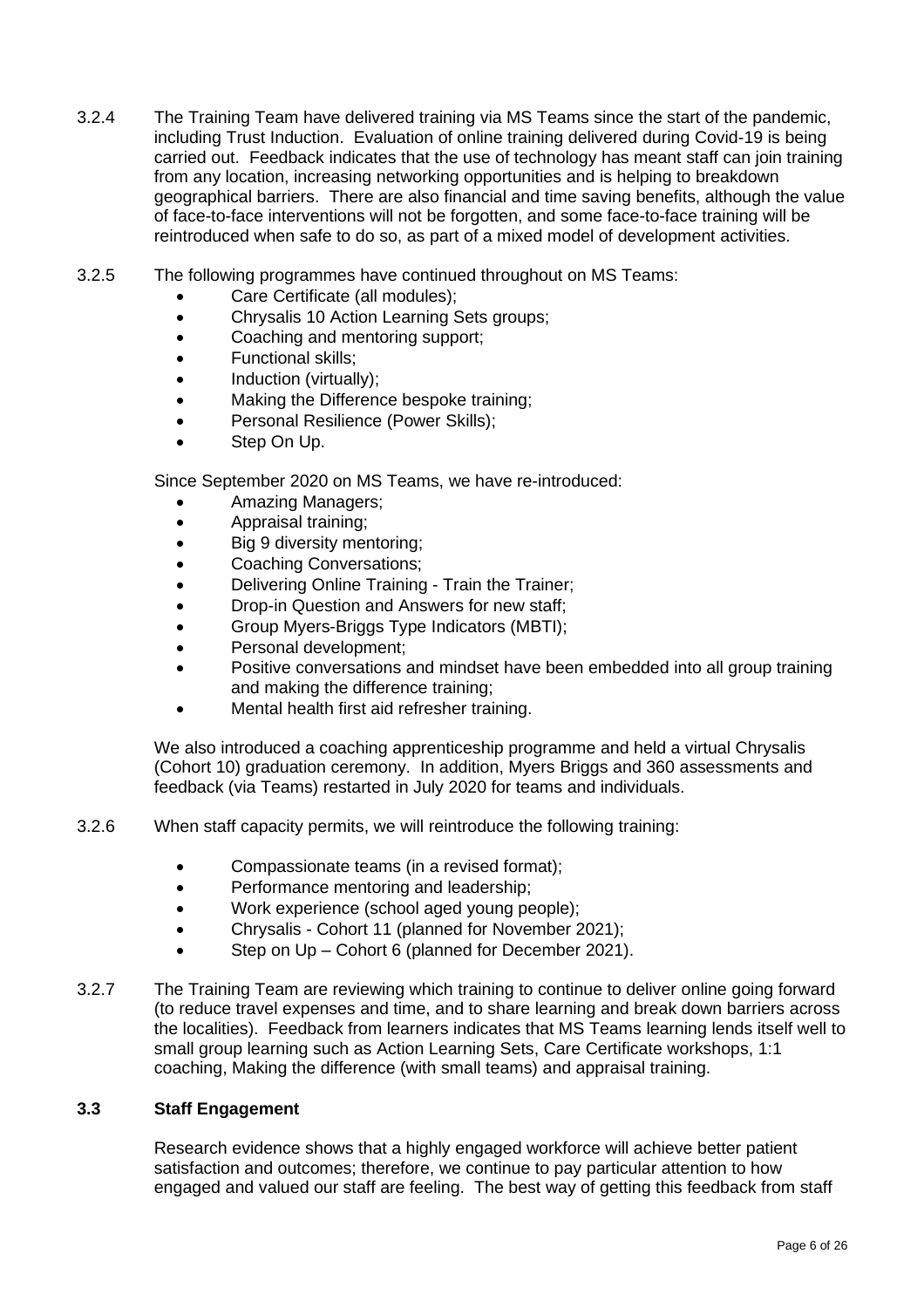3.2.4 The Training Team have delivered training via MS Teams since the start of the pandemic, including Trust Induction. Evaluation of online training delivered during Covid-19 is being carried out. Feedback indicates that the use of technology has meant staff can join training from any location, increasing networking opportunities and is helping to breakdown geographical barriers. There are also financial and time saving benefits, although the value of face-to-face interventions will not be forgotten, and some face-to-face training will be reintroduced when safe to do so, as part of a mixed model of development activities.

3.2.5 The following programmes have continued throughout on MS Teams:

- Care Certificate (all modules);
- Chrysalis 10 Action Learning Sets groups;
- Coaching and mentoring support;
- Functional skills;
- Induction (virtually);
- Making the Difference bespoke training;
- Personal Resilience (Power Skills);
- Step On Up.

Since September 2020 on MS Teams, we have re-introduced:

- Amazing Managers;
- Appraisal training;
- Big 9 diversity mentoring;
- Coaching Conversations;
- Delivering Online Training - Train the Trainer;
- Drop-in Question and Answers for new staff;
- Group Myers-Briggs Type Indicators (MBTI);
- Personal development;
- Positive conversations and mindset have been embedded into all group training and making the difference training;
- Mental health first aid refresher training.

We also introduced a coaching apprenticeship programme and held a virtual Chrysalis (Cohort 10) graduation ceremony. In addition, Myers Briggs and 360 assessments and feedback (via Teams) restarted in July 2020 for teams and individuals.

3.2.6 When staff capacity permits, we will reintroduce the following training:

- Compassionate teams (in a revised format);
- Performance mentoring and leadership;
- Work experience (school aged young people);
- Chrysalis - Cohort 11 (planned for November 2021);
- Step on Up – Cohort 6 (planned for December 2021).

3.2.7 The Training Team are reviewing which training to continue to deliver online going forward (to reduce travel expenses and time, and to share learning and break down barriers across the localities). Feedback from learners indicates that MS Teams learning lends itself well to small group learning such as Action Learning Sets, Care Certificate workshops, 1:1 coaching, Making the difference (with small teams) and appraisal training.

### 3.3 Staff Engagement

Research evidence shows that a highly engaged workforce will achieve better patient satisfaction and outcomes; therefore, we continue to pay particular attention to how engaged and valued our staff are feeling. The best way of getting this feedback from staff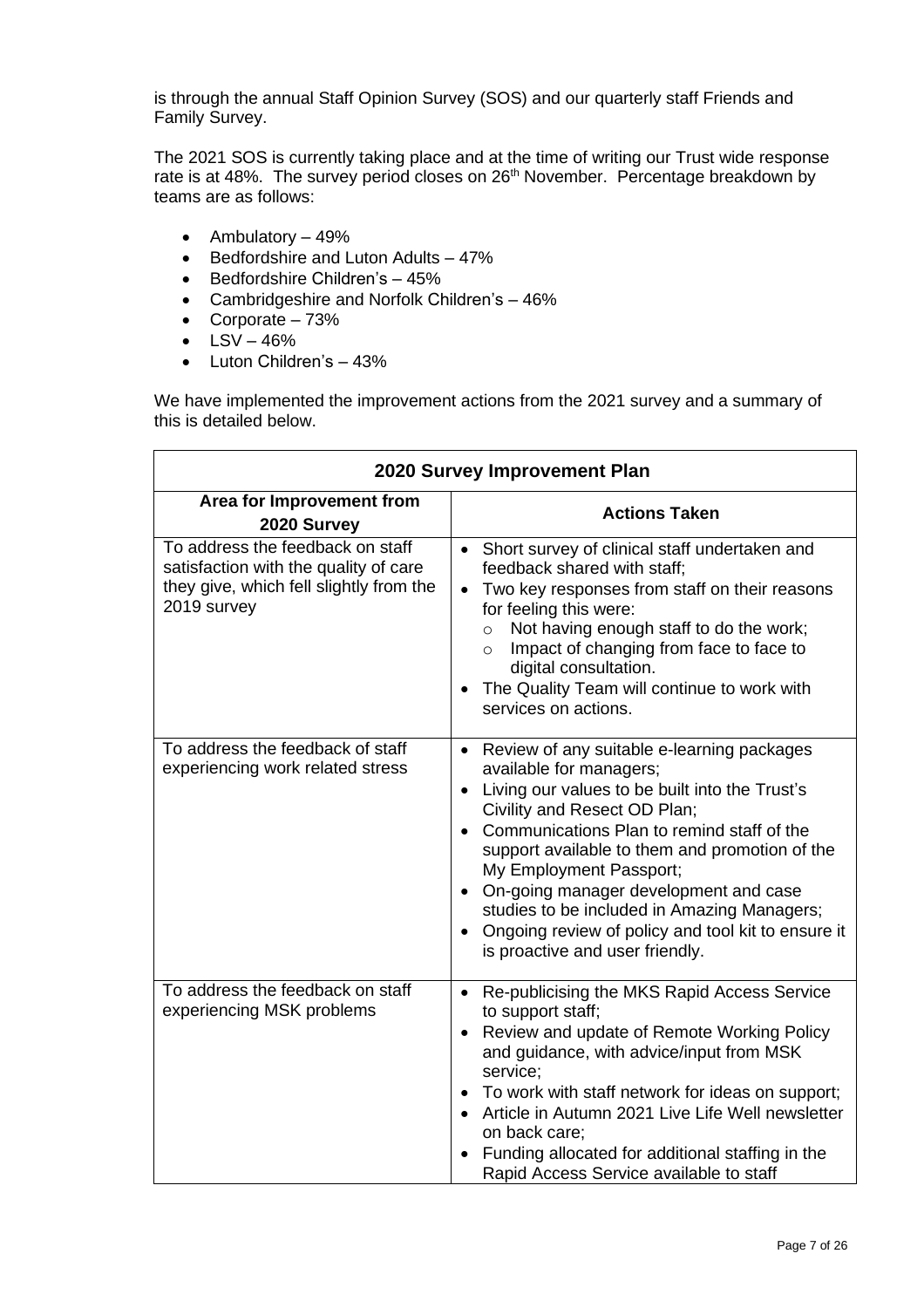is through the annual Staff Opinion Survey (SOS) and our quarterly staff Friends and Family Survey.

The 2021 SOS is currently taking place and at the time of writing our Trust wide response rate is at 48%. The survey period closes on 26th November. Percentage breakdown by teams are as follows:

- Ambulatory – 49%
- Bedfordshire and Luton Adults – 47%
- Bedfordshire Children's – 45%
- Cambridgeshire and Norfolk Children's – 46%
- Corporate – 73%
- LSV – 46%
- Luton Children's – 43%

We have implemented the improvement actions from the 2021 survey and a summary of this is detailed below.

| 2020 Survey Improvement Plan | |
|---|---|
| **Area for Improvement from 2020 Survey** | **Actions Taken** |
| To address the feedback on staff satisfaction with the quality of care they give, which fell slightly from the 2019 survey | • Short survey of clinical staff undertaken and feedback shared with staff;<br>• Two key responses from staff on their reasons for feeling this were:<br>  ○ Not having enough staff to do the work;<br>  ○ Impact of changing from face to face to digital consultation.<br>• The Quality Team will continue to work with services on actions. |
| To address the feedback of staff experiencing work related stress | • Review of any suitable e-learning packages available for managers;<br>• Living our values to be built into the Trust's Civility and Resect OD Plan;<br>• Communications Plan to remind staff of the support available to them and promotion of the My Employment Passport;<br>• On-going manager development and case studies to be included in Amazing Managers;<br>• Ongoing review of policy and tool kit to ensure it is proactive and user friendly. |
| To address the feedback on staff experiencing MSK problems | • Re-publicising the MKS Rapid Access Service to support staff;<br>• Review and update of Remote Working Policy and guidance, with advice/input from MSK service;<br>• To work with staff network for ideas on support;<br>• Article in Autumn 2021 Live Life Well newsletter on back care;<br>• Funding allocated for additional staffing in the Rapid Access Service available to staff |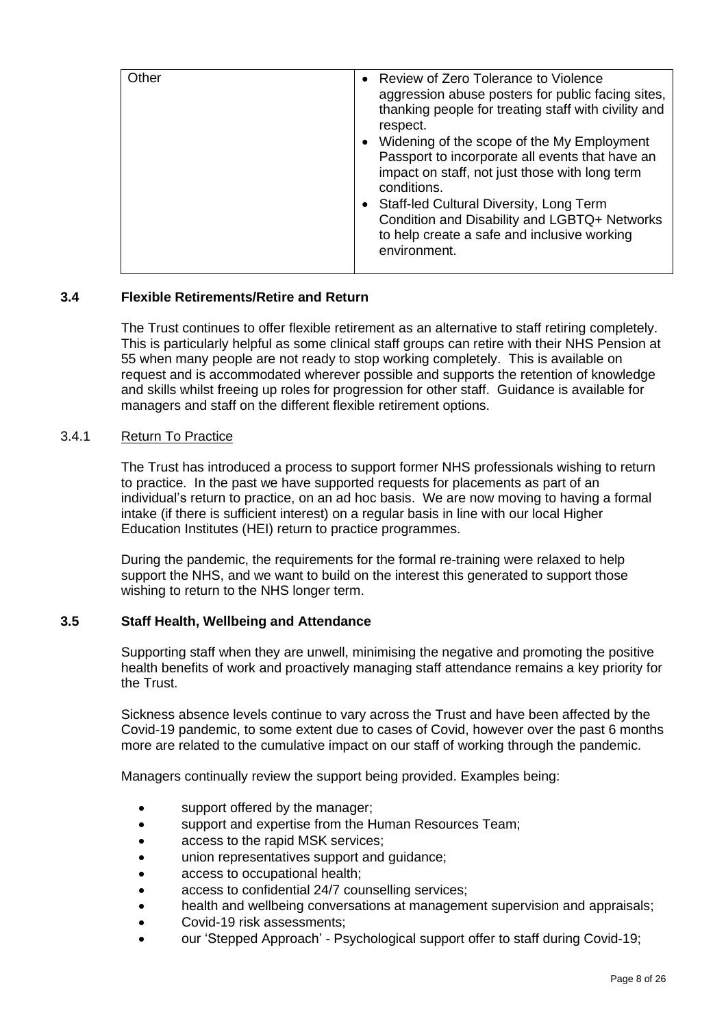| Other | • Review of Zero Tolerance to Violence aggression abuse posters for public facing sites, thanking people for treating staff with civility and respect.<br>• Widening of the scope of the My Employment Passport to incorporate all events that have an impact on staff, not just those with long term conditions.<br>• Staff-led Cultural Diversity, Long Term Condition and Disability and LGBTQ+ Networks to help create a safe and inclusive working environment. |
|---|---|

### 3.4 Flexible Retirements/Retire and Return

The Trust continues to offer flexible retirement as an alternative to staff retiring completely. This is particularly helpful as some clinical staff groups can retire with their NHS Pension at 55 when many people are not ready to stop working completely. This is available on request and is accommodated wherever possible and supports the retention of knowledge and skills whilst freeing up roles for progression for other staff. Guidance is available for managers and staff on the different flexible retirement options.

#### 3.4.1 Return To Practice

The Trust has introduced a process to support former NHS professionals wishing to return to practice. In the past we have supported requests for placements as part of an individual's return to practice, on an ad hoc basis. We are now moving to having a formal intake (if there is sufficient interest) on a regular basis in line with our local Higher Education Institutes (HEI) return to practice programmes.

During the pandemic, the requirements for the formal re-training were relaxed to help support the NHS, and we want to build on the interest this generated to support those wishing to return to the NHS longer term.

### 3.5 Staff Health, Wellbeing and Attendance

Supporting staff when they are unwell, minimising the negative and promoting the positive health benefits of work and proactively managing staff attendance remains a key priority for the Trust.

Sickness absence levels continue to vary across the Trust and have been affected by the Covid-19 pandemic, to some extent due to cases of Covid, however over the past 6 months more are related to the cumulative impact on our staff of working through the pandemic.

Managers continually review the support being provided. Examples being:

- support offered by the manager;
- support and expertise from the Human Resources Team;
- access to the rapid MSK services;
- union representatives support and guidance;
- access to occupational health;
- access to confidential 24/7 counselling services;
- health and wellbeing conversations at management supervision and appraisals;
- Covid-19 risk assessments;
- our 'Stepped Approach' - Psychological support offer to staff during Covid-19;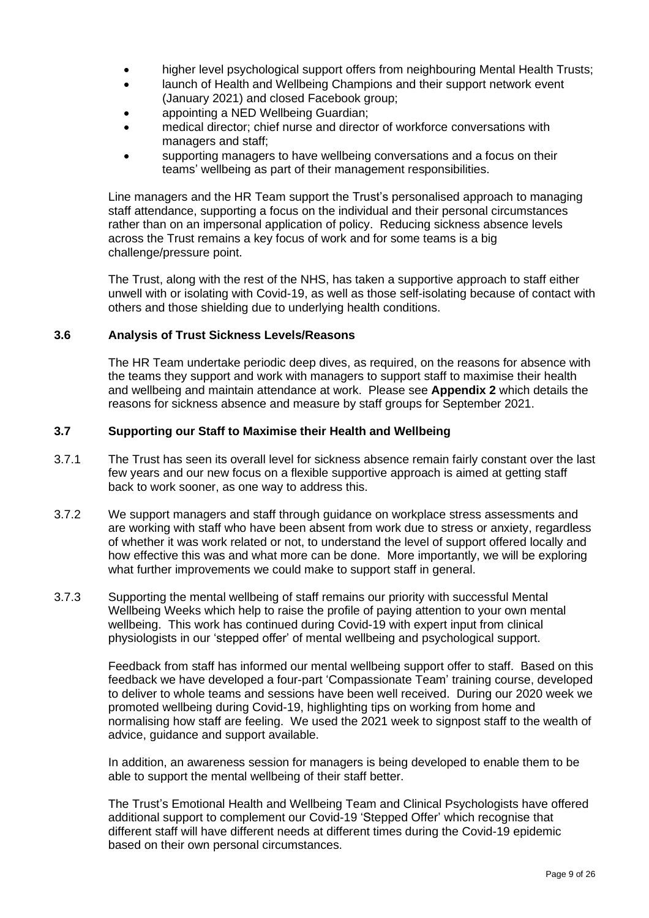- higher level psychological support offers from neighbouring Mental Health Trusts;
- launch of Health and Wellbeing Champions and their support network event (January 2021) and closed Facebook group;
- appointing a NED Wellbeing Guardian;
- medical director; chief nurse and director of workforce conversations with managers and staff;
- supporting managers to have wellbeing conversations and a focus on their teams' wellbeing as part of their management responsibilities.

Line managers and the HR Team support the Trust's personalised approach to managing staff attendance, supporting a focus on the individual and their personal circumstances rather than on an impersonal application of policy. Reducing sickness absence levels across the Trust remains a key focus of work and for some teams is a big challenge/pressure point.

The Trust, along with the rest of the NHS, has taken a supportive approach to staff either unwell with or isolating with Covid-19, as well as those self-isolating because of contact with others and those shielding due to underlying health conditions.

### 3.6 Analysis of Trust Sickness Levels/Reasons

The HR Team undertake periodic deep dives, as required, on the reasons for absence with the teams they support and work with managers to support staff to maximise their health and wellbeing and maintain attendance at work. Please see **Appendix 2** which details the reasons for sickness absence and measure by staff groups for September 2021.

### 3.7 Supporting our Staff to Maximise their Health and Wellbeing

3.7.1 The Trust has seen its overall level for sickness absence remain fairly constant over the last few years and our new focus on a flexible supportive approach is aimed at getting staff back to work sooner, as one way to address this.

3.7.2 We support managers and staff through guidance on workplace stress assessments and are working with staff who have been absent from work due to stress or anxiety, regardless of whether it was work related or not, to understand the level of support offered locally and how effective this was and what more can be done. More importantly, we will be exploring what further improvements we could make to support staff in general.

3.7.3 Supporting the mental wellbeing of staff remains our priority with successful Mental Wellbeing Weeks which help to raise the profile of paying attention to your own mental wellbeing. This work has continued during Covid-19 with expert input from clinical physiologists in our 'stepped offer' of mental wellbeing and psychological support.

Feedback from staff has informed our mental wellbeing support offer to staff. Based on this feedback we have developed a four-part 'Compassionate Team' training course, developed to deliver to whole teams and sessions have been well received. During our 2020 week we promoted wellbeing during Covid-19, highlighting tips on working from home and normalising how staff are feeling. We used the 2021 week to signpost staff to the wealth of advice, guidance and support available.

In addition, an awareness session for managers is being developed to enable them to be able to support the mental wellbeing of their staff better.

The Trust's Emotional Health and Wellbeing Team and Clinical Psychologists have offered additional support to complement our Covid-19 'Stepped Offer' which recognise that different staff will have different needs at different times during the Covid-19 epidemic based on their own personal circumstances.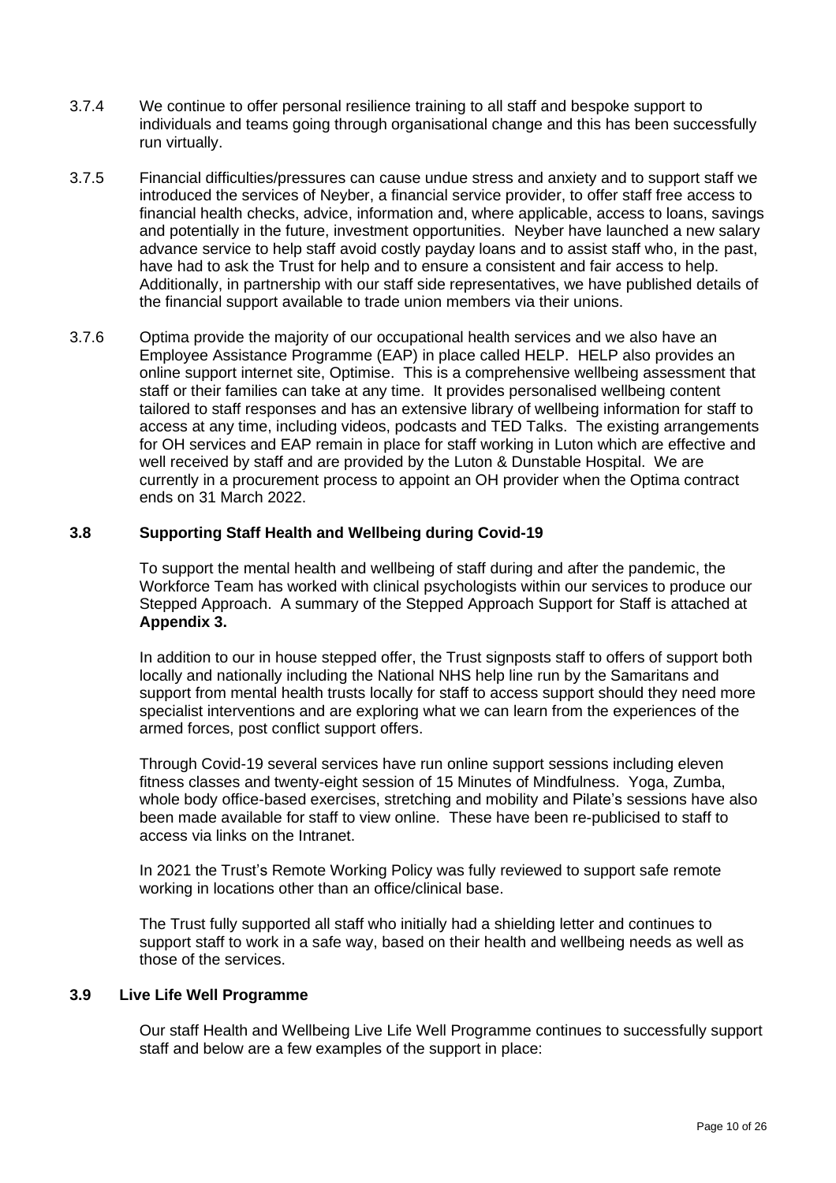3.7.4 We continue to offer personal resilience training to all staff and bespoke support to individuals and teams going through organisational change and this has been successfully run virtually.

3.7.5 Financial difficulties/pressures can cause undue stress and anxiety and to support staff we introduced the services of Neyber, a financial service provider, to offer staff free access to financial health checks, advice, information and, where applicable, access to loans, savings and potentially in the future, investment opportunities. Neyber have launched a new salary advance service to help staff avoid costly payday loans and to assist staff who, in the past, have had to ask the Trust for help and to ensure a consistent and fair access to help. Additionally, in partnership with our staff side representatives, we have published details of the financial support available to trade union members via their unions.

3.7.6 Optima provide the majority of our occupational health services and we also have an Employee Assistance Programme (EAP) in place called HELP. HELP also provides an online support internet site, Optimise. This is a comprehensive wellbeing assessment that staff or their families can take at any time. It provides personalised wellbeing content tailored to staff responses and has an extensive library of wellbeing information for staff to access at any time, including videos, podcasts and TED Talks. The existing arrangements for OH services and EAP remain in place for staff working in Luton which are effective and well received by staff and are provided by the Luton & Dunstable Hospital. We are currently in a procurement process to appoint an OH provider when the Optima contract ends on 31 March 2022.

### 3.8 Supporting Staff Health and Wellbeing during Covid-19

To support the mental health and wellbeing of staff during and after the pandemic, the Workforce Team has worked with clinical psychologists within our services to produce our Stepped Approach. A summary of the Stepped Approach Support for Staff is attached at **Appendix 3.**

In addition to our in house stepped offer, the Trust signposts staff to offers of support both locally and nationally including the National NHS help line run by the Samaritans and support from mental health trusts locally for staff to access support should they need more specialist interventions and are exploring what we can learn from the experiences of the armed forces, post conflict support offers.

Through Covid-19 several services have run online support sessions including eleven fitness classes and twenty-eight session of 15 Minutes of Mindfulness. Yoga, Zumba, whole body office-based exercises, stretching and mobility and Pilate's sessions have also been made available for staff to view online. These have been re-publicised to staff to access via links on the Intranet.

In 2021 the Trust's Remote Working Policy was fully reviewed to support safe remote working in locations other than an office/clinical base.

The Trust fully supported all staff who initially had a shielding letter and continues to support staff to work in a safe way, based on their health and wellbeing needs as well as those of the services.

### 3.9 Live Life Well Programme

Our staff Health and Wellbeing Live Life Well Programme continues to successfully support staff and below are a few examples of the support in place: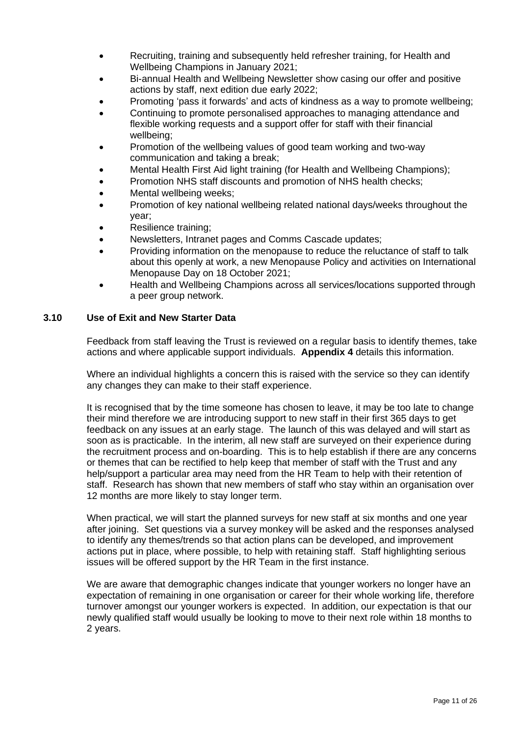- Recruiting, training and subsequently held refresher training, for Health and Wellbeing Champions in January 2021;
- Bi-annual Health and Wellbeing Newsletter show casing our offer and positive actions by staff, next edition due early 2022;
- Promoting 'pass it forwards' and acts of kindness as a way to promote wellbeing;
- Continuing to promote personalised approaches to managing attendance and flexible working requests and a support offer for staff with their financial wellbeing;
- Promotion of the wellbeing values of good team working and two-way communication and taking a break;
- Mental Health First Aid light training (for Health and Wellbeing Champions);
- Promotion NHS staff discounts and promotion of NHS health checks;
- Mental wellbeing weeks;
- Promotion of key national wellbeing related national days/weeks throughout the year;
- Resilience training;
- Newsletters, Intranet pages and Comms Cascade updates;
- Providing information on the menopause to reduce the reluctance of staff to talk about this openly at work, a new Menopause Policy and activities on International Menopause Day on 18 October 2021;
- Health and Wellbeing Champions across all services/locations supported through a peer group network.

### 3.10 Use of Exit and New Starter Data

Feedback from staff leaving the Trust is reviewed on a regular basis to identify themes, take actions and where applicable support individuals. **Appendix 4** details this information.

Where an individual highlights a concern this is raised with the service so they can identify any changes they can make to their staff experience.

It is recognised that by the time someone has chosen to leave, it may be too late to change their mind therefore we are introducing support to new staff in their first 365 days to get feedback on any issues at an early stage. The launch of this was delayed and will start as soon as is practicable. In the interim, all new staff are surveyed on their experience during the recruitment process and on-boarding. This is to help establish if there are any concerns or themes that can be rectified to help keep that member of staff with the Trust and any help/support a particular area may need from the HR Team to help with their retention of staff. Research has shown that new members of staff who stay within an organisation over 12 months are more likely to stay longer term.

When practical, we will start the planned surveys for new staff at six months and one year after joining. Set questions via a survey monkey will be asked and the responses analysed to identify any themes/trends so that action plans can be developed, and improvement actions put in place, where possible, to help with retaining staff. Staff highlighting serious issues will be offered support by the HR Team in the first instance.

We are aware that demographic changes indicate that younger workers no longer have an expectation of remaining in one organisation or career for their whole working life, therefore turnover amongst our younger workers is expected. In addition, our expectation is that our newly qualified staff would usually be looking to move to their next role within 18 months to 2 years.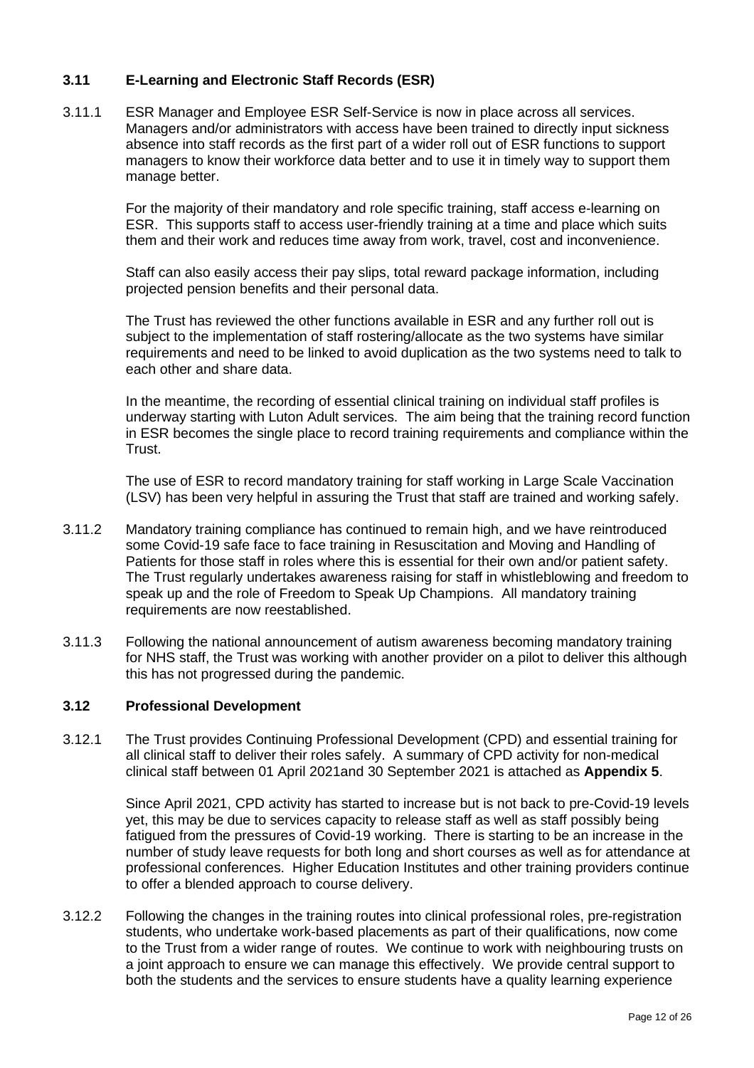### 3.11 E-Learning and Electronic Staff Records (ESR)

3.11.1 ESR Manager and Employee ESR Self-Service is now in place across all services. Managers and/or administrators with access have been trained to directly input sickness absence into staff records as the first part of a wider roll out of ESR functions to support managers to know their workforce data better and to use it in timely way to support them manage better.

For the majority of their mandatory and role specific training, staff access e-learning on ESR. This supports staff to access user-friendly training at a time and place which suits them and their work and reduces time away from work, travel, cost and inconvenience.

Staff can also easily access their pay slips, total reward package information, including projected pension benefits and their personal data.

The Trust has reviewed the other functions available in ESR and any further roll out is subject to the implementation of staff rostering/allocate as the two systems have similar requirements and need to be linked to avoid duplication as the two systems need to talk to each other and share data.

In the meantime, the recording of essential clinical training on individual staff profiles is underway starting with Luton Adult services. The aim being that the training record function in ESR becomes the single place to record training requirements and compliance within the Trust.

The use of ESR to record mandatory training for staff working in Large Scale Vaccination (LSV) has been very helpful in assuring the Trust that staff are trained and working safely.

3.11.2 Mandatory training compliance has continued to remain high, and we have reintroduced some Covid-19 safe face to face training in Resuscitation and Moving and Handling of Patients for those staff in roles where this is essential for their own and/or patient safety. The Trust regularly undertakes awareness raising for staff in whistleblowing and freedom to speak up and the role of Freedom to Speak Up Champions. All mandatory training requirements are now reestablished.

3.11.3 Following the national announcement of autism awareness becoming mandatory training for NHS staff, the Trust was working with another provider on a pilot to deliver this although this has not progressed during the pandemic.

### 3.12 Professional Development

3.12.1 The Trust provides Continuing Professional Development (CPD) and essential training for all clinical staff to deliver their roles safely. A summary of CPD activity for non-medical clinical staff between 01 April 2021and 30 September 2021 is attached as **Appendix 5**.

Since April 2021, CPD activity has started to increase but is not back to pre-Covid-19 levels yet, this may be due to services capacity to release staff as well as staff possibly being fatigued from the pressures of Covid-19 working. There is starting to be an increase in the number of study leave requests for both long and short courses as well as for attendance at professional conferences. Higher Education Institutes and other training providers continue to offer a blended approach to course delivery.

3.12.2 Following the changes in the training routes into clinical professional roles, pre-registration students, who undertake work-based placements as part of their qualifications, now come to the Trust from a wider range of routes. We continue to work with neighbouring trusts on a joint approach to ensure we can manage this effectively. We provide central support to both the students and the services to ensure students have a quality learning experience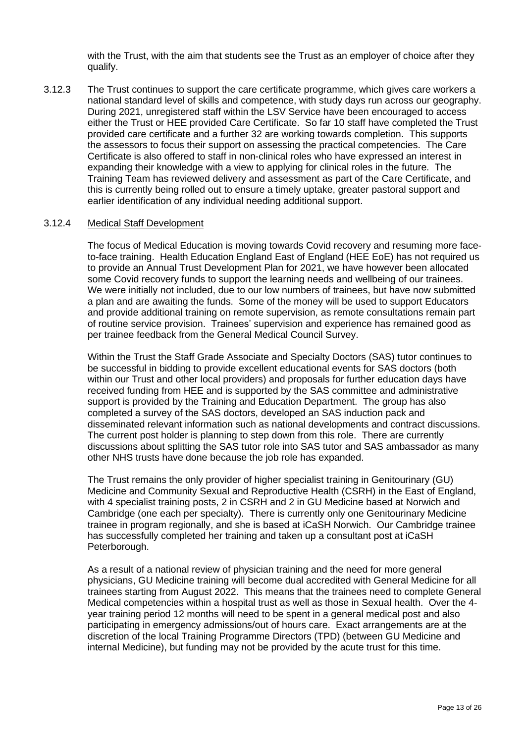with the Trust, with the aim that students see the Trust as an employer of choice after they qualify.

3.12.3 The Trust continues to support the care certificate programme, which gives care workers a national standard level of skills and competence, with study days run across our geography. During 2021, unregistered staff within the LSV Service have been encouraged to access either the Trust or HEE provided Care Certificate. So far 10 staff have completed the Trust provided care certificate and a further 32 are working towards completion. This supports the assessors to focus their support on assessing the practical competencies. The Care Certificate is also offered to staff in non-clinical roles who have expressed an interest in expanding their knowledge with a view to applying for clinical roles in the future. The Training Team has reviewed delivery and assessment as part of the Care Certificate, and this is currently being rolled out to ensure a timely uptake, greater pastoral support and earlier identification of any individual needing additional support.

3.12.4 Medical Staff Development

The focus of Medical Education is moving towards Covid recovery and resuming more face-to-face training. Health Education England East of England (HEE EoE) has not required us to provide an Annual Trust Development Plan for 2021, we have however been allocated some Covid recovery funds to support the learning needs and wellbeing of our trainees. We were initially not included, due to our low numbers of trainees, but have now submitted a plan and are awaiting the funds. Some of the money will be used to support Educators and provide additional training on remote supervision, as remote consultations remain part of routine service provision. Trainees' supervision and experience has remained good as per trainee feedback from the General Medical Council Survey.

Within the Trust the Staff Grade Associate and Specialty Doctors (SAS) tutor continues to be successful in bidding to provide excellent educational events for SAS doctors (both within our Trust and other local providers) and proposals for further education days have received funding from HEE and is supported by the SAS committee and administrative support is provided by the Training and Education Department. The group has also completed a survey of the SAS doctors, developed an SAS induction pack and disseminated relevant information such as national developments and contract discussions. The current post holder is planning to step down from this role. There are currently discussions about splitting the SAS tutor role into SAS tutor and SAS ambassador as many other NHS trusts have done because the job role has expanded.

The Trust remains the only provider of higher specialist training in Genitourinary (GU) Medicine and Community Sexual and Reproductive Health (CSRH) in the East of England, with 4 specialist training posts, 2 in CSRH and 2 in GU Medicine based at Norwich and Cambridge (one each per specialty). There is currently only one Genitourinary Medicine trainee in program regionally, and she is based at iCaSH Norwich. Our Cambridge trainee has successfully completed her training and taken up a consultant post at iCaSH Peterborough.

As a result of a national review of physician training and the need for more general physicians, GU Medicine training will become dual accredited with General Medicine for all trainees starting from August 2022. This means that the trainees need to complete General Medical competencies within a hospital trust as well as those in Sexual health. Over the 4-year training period 12 months will need to be spent in a general medical post and also participating in emergency admissions/out of hours care. Exact arrangements are at the discretion of the local Training Programme Directors (TPD) (between GU Medicine and internal Medicine), but funding may not be provided by the acute trust for this time.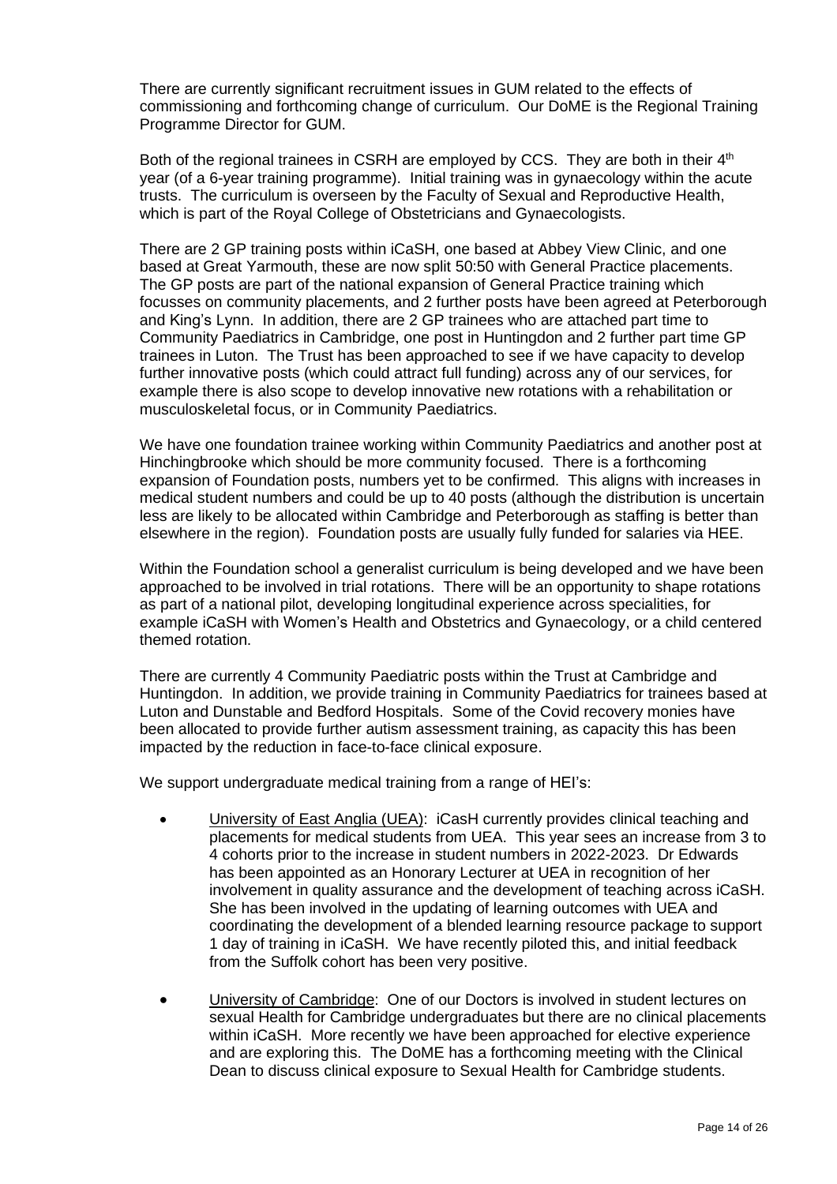There are currently significant recruitment issues in GUM related to the effects of commissioning and forthcoming change of curriculum. Our DoME is the Regional Training Programme Director for GUM.

Both of the regional trainees in CSRH are employed by CCS. They are both in their 4th year (of a 6-year training programme). Initial training was in gynaecology within the acute trusts. The curriculum is overseen by the Faculty of Sexual and Reproductive Health, which is part of the Royal College of Obstetricians and Gynaecologists.

There are 2 GP training posts within iCaSH, one based at Abbey View Clinic, and one based at Great Yarmouth, these are now split 50:50 with General Practice placements. The GP posts are part of the national expansion of General Practice training which focusses on community placements, and 2 further posts have been agreed at Peterborough and King's Lynn. In addition, there are 2 GP trainees who are attached part time to Community Paediatrics in Cambridge, one post in Huntingdon and 2 further part time GP trainees in Luton. The Trust has been approached to see if we have capacity to develop further innovative posts (which could attract full funding) across any of our services, for example there is also scope to develop innovative new rotations with a rehabilitation or musculoskeletal focus, or in Community Paediatrics.

We have one foundation trainee working within Community Paediatrics and another post at Hinchingbrooke which should be more community focused. There is a forthcoming expansion of Foundation posts, numbers yet to be confirmed. This aligns with increases in medical student numbers and could be up to 40 posts (although the distribution is uncertain less are likely to be allocated within Cambridge and Peterborough as staffing is better than elsewhere in the region). Foundation posts are usually fully funded for salaries via HEE.

Within the Foundation school a generalist curriculum is being developed and we have been approached to be involved in trial rotations. There will be an opportunity to shape rotations as part of a national pilot, developing longitudinal experience across specialities, for example iCaSH with Women's Health and Obstetrics and Gynaecology, or a child centered themed rotation.

There are currently 4 Community Paediatric posts within the Trust at Cambridge and Huntingdon. In addition, we provide training in Community Paediatrics for trainees based at Luton and Dunstable and Bedford Hospitals. Some of the Covid recovery monies have been allocated to provide further autism assessment training, as capacity this has been impacted by the reduction in face-to-face clinical exposure.

We support undergraduate medical training from a range of HEI's:

- University of East Anglia (UEA): iCasH currently provides clinical teaching and placements for medical students from UEA. This year sees an increase from 3 to 4 cohorts prior to the increase in student numbers in 2022-2023. Dr Edwards has been appointed as an Honorary Lecturer at UEA in recognition of her involvement in quality assurance and the development of teaching across iCaSH. She has been involved in the updating of learning outcomes with UEA and coordinating the development of a blended learning resource package to support 1 day of training in iCaSH. We have recently piloted this, and initial feedback from the Suffolk cohort has been very positive.

- University of Cambridge: One of our Doctors is involved in student lectures on sexual Health for Cambridge undergraduates but there are no clinical placements within iCaSH. More recently we have been approached for elective experience and are exploring this. The DoME has a forthcoming meeting with the Clinical Dean to discuss clinical exposure to Sexual Health for Cambridge students.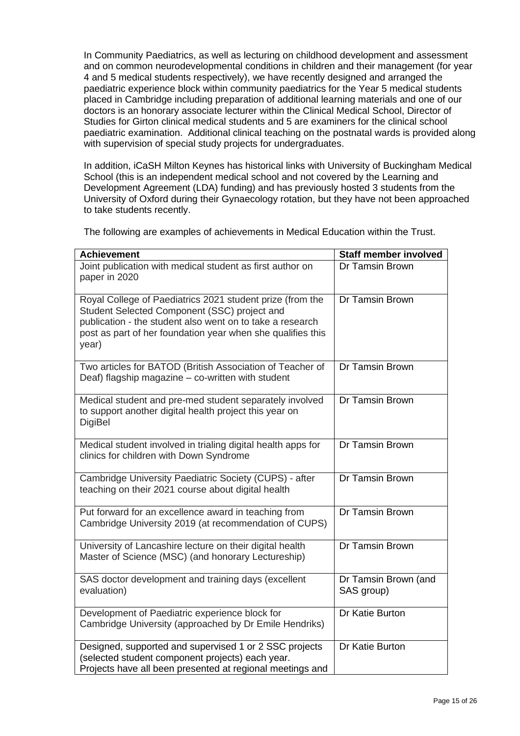In Community Paediatrics, as well as lecturing on childhood development and assessment and on common neurodevelopmental conditions in children and their management (for year 4 and 5 medical students respectively), we have recently designed and arranged the paediatric experience block within community paediatrics for the Year 5 medical students placed in Cambridge including preparation of additional learning materials and one of our doctors is an honorary associate lecturer within the Clinical Medical School, Director of Studies for Girton clinical medical students and 5 are examiners for the clinical school paediatric examination. Additional clinical teaching on the postnatal wards is provided along with supervision of special study projects for undergraduates.

In addition, iCaSH Milton Keynes has historical links with University of Buckingham Medical School (this is an independent medical school and not covered by the Learning and Development Agreement (LDA) funding) and has previously hosted 3 students from the University of Oxford during their Gynaecology rotation, but they have not been approached to take students recently.

The following are examples of achievements in Medical Education within the Trust.

| Achievement | Staff member involved |
|---|---|
| Joint publication with medical student as first author on paper in 2020 | Dr Tamsin Brown |
| Royal College of Paediatrics 2021 student prize (from the Student Selected Component (SSC) project and publication - the student also went on to take a research post as part of her foundation year when she qualifies this year) | Dr Tamsin Brown |
| Two articles for BATOD (British Association of Teacher of Deaf) flagship magazine – co-written with student | Dr Tamsin Brown |
| Medical student and pre-med student separately involved to support another digital health project this year on DigiBel | Dr Tamsin Brown |
| Medical student involved in trialing digital health apps for clinics for children with Down Syndrome | Dr Tamsin Brown |
| Cambridge University Paediatric Society (CUPS) - after teaching on their 2021 course about digital health | Dr Tamsin Brown |
| Put forward for an excellence award in teaching from Cambridge University 2019 (at recommendation of CUPS) | Dr Tamsin Brown |
| University of Lancashire lecture on their digital health Master of Science (MSC) (and honorary Lectureship) | Dr Tamsin Brown |
| SAS doctor development and training days (excellent evaluation) | Dr Tamsin Brown (and SAS group) |
| Development of Paediatric experience block for Cambridge University (approached by Dr Emile Hendriks) | Dr Katie Burton |
| Designed, supported and supervised 1 or 2 SSC projects (selected student component projects) each year. Projects have all been presented at regional meetings and | Dr Katie Burton |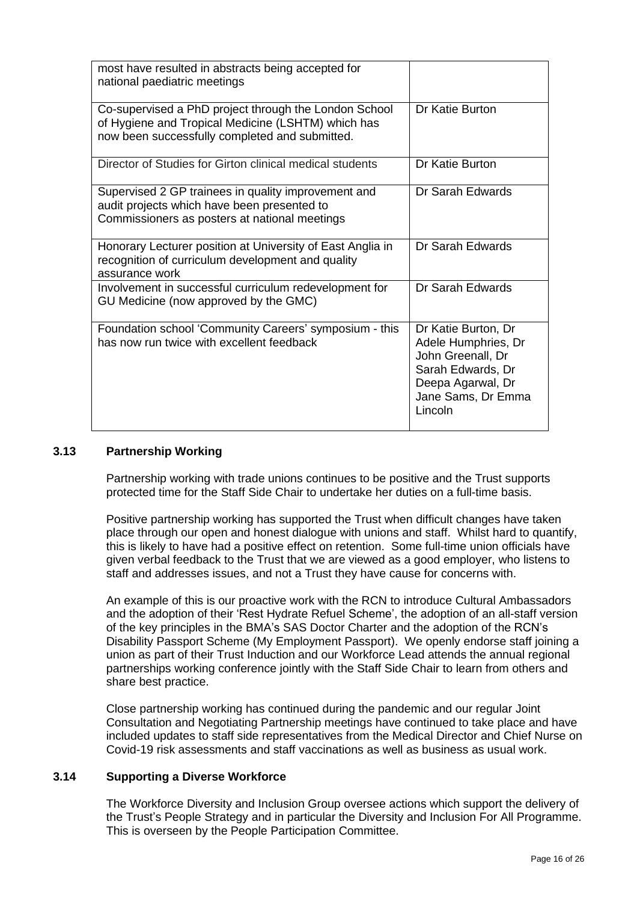| | |
|---|---|
| most have resulted in abstracts being accepted for national paediatric meetings | |
| Co-supervised a PhD project through the London School of Hygiene and Tropical Medicine (LSHTM) which has now been successfully completed and submitted. | Dr Katie Burton |
| Director of Studies for Girton clinical medical students | Dr Katie Burton |
| Supervised 2 GP trainees in quality improvement and audit projects which have been presented to Commissioners as posters at national meetings | Dr Sarah Edwards |
| Honorary Lecturer position at University of East Anglia in recognition of curriculum development and quality assurance work | Dr Sarah Edwards |
| Involvement in successful curriculum redevelopment for GU Medicine (now approved by the GMC) | Dr Sarah Edwards |
| Foundation school 'Community Careers' symposium - this has now run twice with excellent feedback | Dr Katie Burton, Dr Adele Humphries, Dr John Greenall, Dr Sarah Edwards, Dr Deepa Agarwal, Dr Jane Sams, Dr Emma Lincoln |

### 3.13 Partnership Working

Partnership working with trade unions continues to be positive and the Trust supports protected time for the Staff Side Chair to undertake her duties on a full-time basis.

Positive partnership working has supported the Trust when difficult changes have taken place through our open and honest dialogue with unions and staff. Whilst hard to quantify, this is likely to have had a positive effect on retention. Some full-time union officials have given verbal feedback to the Trust that we are viewed as a good employer, who listens to staff and addresses issues, and not a Trust they have cause for concerns with.

An example of this is our proactive work with the RCN to introduce Cultural Ambassadors and the adoption of their 'Rest Hydrate Refuel Scheme', the adoption of an all-staff version of the key principles in the BMA's SAS Doctor Charter and the adoption of the RCN's Disability Passport Scheme (My Employment Passport). We openly endorse staff joining a union as part of their Trust Induction and our Workforce Lead attends the annual regional partnerships working conference jointly with the Staff Side Chair to learn from others and share best practice.

Close partnership working has continued during the pandemic and our regular Joint Consultation and Negotiating Partnership meetings have continued to take place and have included updates to staff side representatives from the Medical Director and Chief Nurse on Covid-19 risk assessments and staff vaccinations as well as business as usual work.

### 3.14 Supporting a Diverse Workforce

The Workforce Diversity and Inclusion Group oversee actions which support the delivery of the Trust's People Strategy and in particular the Diversity and Inclusion For All Programme. This is overseen by the People Participation Committee.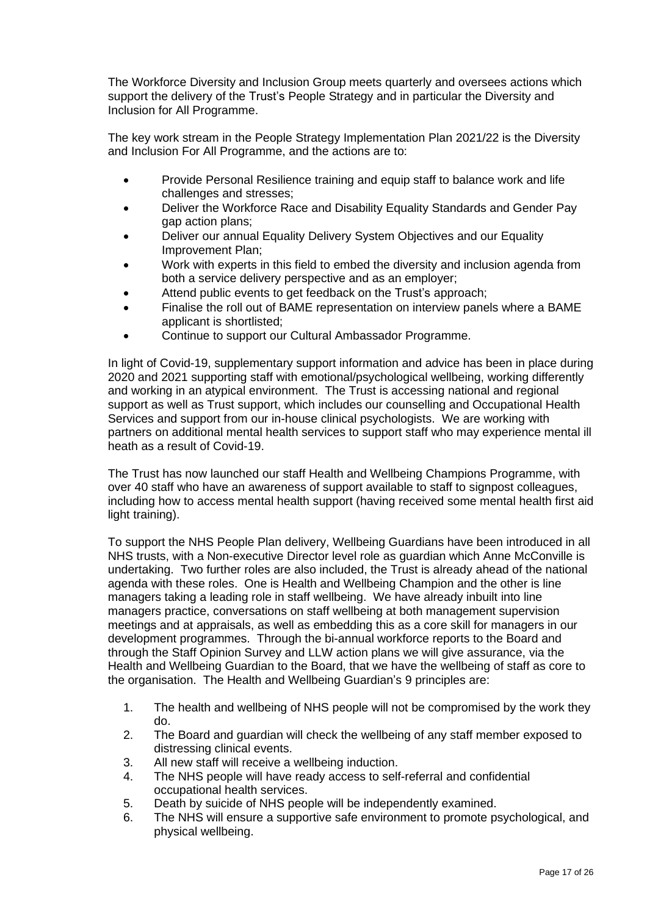The Workforce Diversity and Inclusion Group meets quarterly and oversees actions which support the delivery of the Trust's People Strategy and in particular the Diversity and Inclusion for All Programme.

The key work stream in the People Strategy Implementation Plan 2021/22 is the Diversity and Inclusion For All Programme, and the actions are to:

- Provide Personal Resilience training and equip staff to balance work and life challenges and stresses;
- Deliver the Workforce Race and Disability Equality Standards and Gender Pay gap action plans;
- Deliver our annual Equality Delivery System Objectives and our Equality Improvement Plan;
- Work with experts in this field to embed the diversity and inclusion agenda from both a service delivery perspective and as an employer;
- Attend public events to get feedback on the Trust's approach;
- Finalise the roll out of BAME representation on interview panels where a BAME applicant is shortlisted;
- Continue to support our Cultural Ambassador Programme.

In light of Covid-19, supplementary support information and advice has been in place during 2020 and 2021 supporting staff with emotional/psychological wellbeing, working differently and working in an atypical environment. The Trust is accessing national and regional support as well as Trust support, which includes our counselling and Occupational Health Services and support from our in-house clinical psychologists. We are working with partners on additional mental health services to support staff who may experience mental ill heath as a result of Covid-19.

The Trust has now launched our staff Health and Wellbeing Champions Programme, with over 40 staff who have an awareness of support available to staff to signpost colleagues, including how to access mental health support (having received some mental health first aid light training).

To support the NHS People Plan delivery, Wellbeing Guardians have been introduced in all NHS trusts, with a Non-executive Director level role as guardian which Anne McConville is undertaking. Two further roles are also included, the Trust is already ahead of the national agenda with these roles. One is Health and Wellbeing Champion and the other is line managers taking a leading role in staff wellbeing. We have already inbuilt into line managers practice, conversations on staff wellbeing at both management supervision meetings and at appraisals, as well as embedding this as a core skill for managers in our development programmes. Through the bi-annual workforce reports to the Board and through the Staff Opinion Survey and LLW action plans we will give assurance, via the Health and Wellbeing Guardian to the Board, that we have the wellbeing of staff as core to the organisation. The Health and Wellbeing Guardian's 9 principles are:

1. The health and wellbeing of NHS people will not be compromised by the work they do.
2. The Board and guardian will check the wellbeing of any staff member exposed to distressing clinical events.
3. All new staff will receive a wellbeing induction.
4. The NHS people will have ready access to self-referral and confidential occupational health services.
5. Death by suicide of NHS people will be independently examined.
6. The NHS will ensure a supportive safe environment to promote psychological, and physical wellbeing.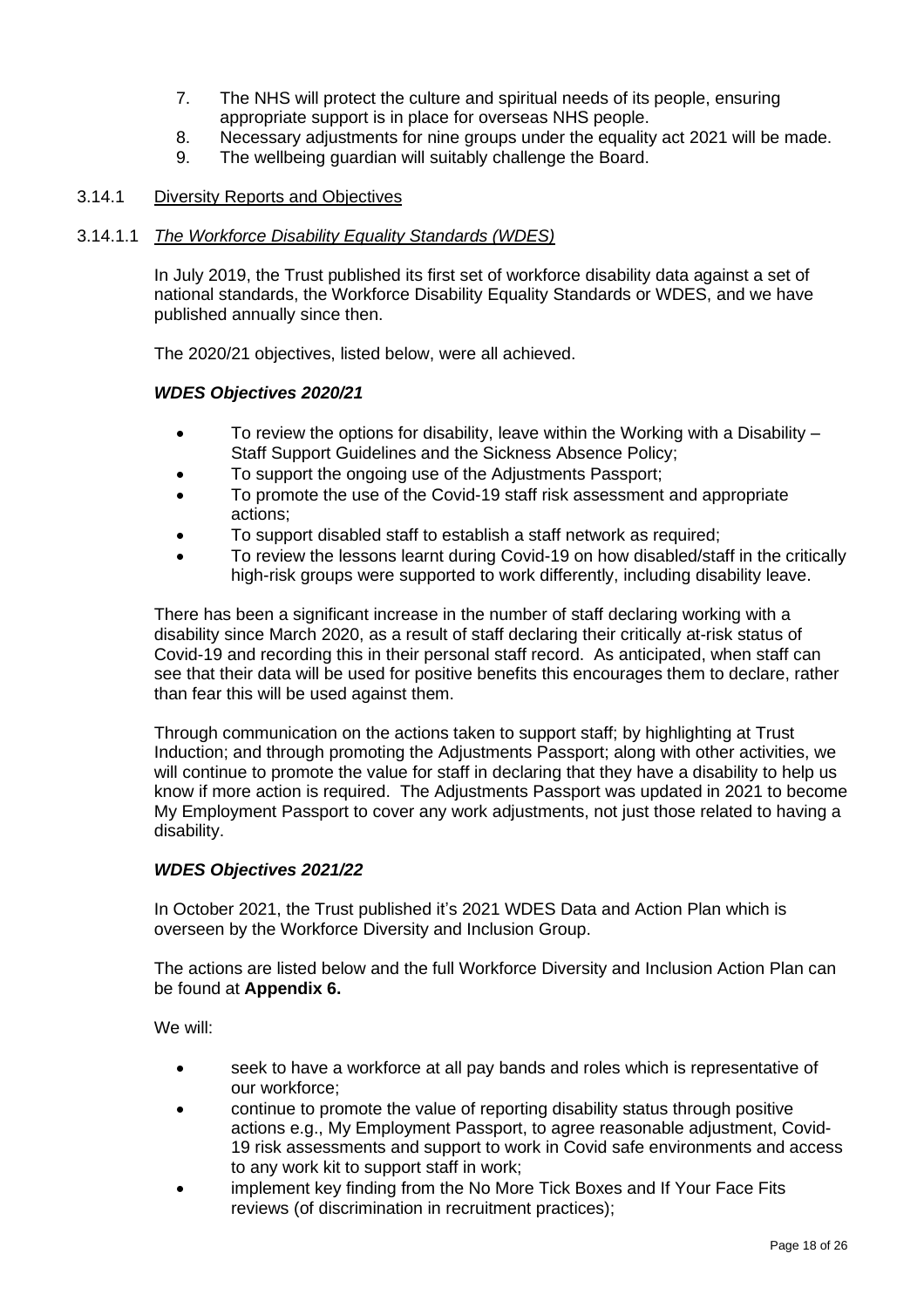7. The NHS will protect the culture and spiritual needs of its people, ensuring appropriate support is in place for overseas NHS people.
8. Necessary adjustments for nine groups under the equality act 2021 will be made.
9. The wellbeing guardian will suitably challenge the Board.

### 3.14.1 Diversity Reports and Objectives

#### 3.14.1.1 *The Workforce Disability Equality Standards (WDES)*

In July 2019, the Trust published its first set of workforce disability data against a set of national standards, the Workforce Disability Equality Standards or WDES, and we have published annually since then.

The 2020/21 objectives, listed below, were all achieved.

***WDES Objectives 2020/21***

- To review the options for disability, leave within the Working with a Disability – Staff Support Guidelines and the Sickness Absence Policy;
- To support the ongoing use of the Adjustments Passport;
- To promote the use of the Covid-19 staff risk assessment and appropriate actions;
- To support disabled staff to establish a staff network as required;
- To review the lessons learnt during Covid-19 on how disabled/staff in the critically high-risk groups were supported to work differently, including disability leave.

There has been a significant increase in the number of staff declaring working with a disability since March 2020, as a result of staff declaring their critically at-risk status of Covid-19 and recording this in their personal staff record. As anticipated, when staff can see that their data will be used for positive benefits this encourages them to declare, rather than fear this will be used against them.

Through communication on the actions taken to support staff; by highlighting at Trust Induction; and through promoting the Adjustments Passport; along with other activities, we will continue to promote the value for staff in declaring that they have a disability to help us know if more action is required. The Adjustments Passport was updated in 2021 to become My Employment Passport to cover any work adjustments, not just those related to having a disability.

***WDES Objectives 2021/22***

In October 2021, the Trust published it's 2021 WDES Data and Action Plan which is overseen by the Workforce Diversity and Inclusion Group.

The actions are listed below and the full Workforce Diversity and Inclusion Action Plan can be found at **Appendix 6.**

We will:

- seek to have a workforce at all pay bands and roles which is representative of our workforce;
- continue to promote the value of reporting disability status through positive actions e.g., My Employment Passport, to agree reasonable adjustment, Covid-19 risk assessments and support to work in Covid safe environments and access to any work kit to support staff in work;
- implement key finding from the No More Tick Boxes and If Your Face Fits reviews (of discrimination in recruitment practices);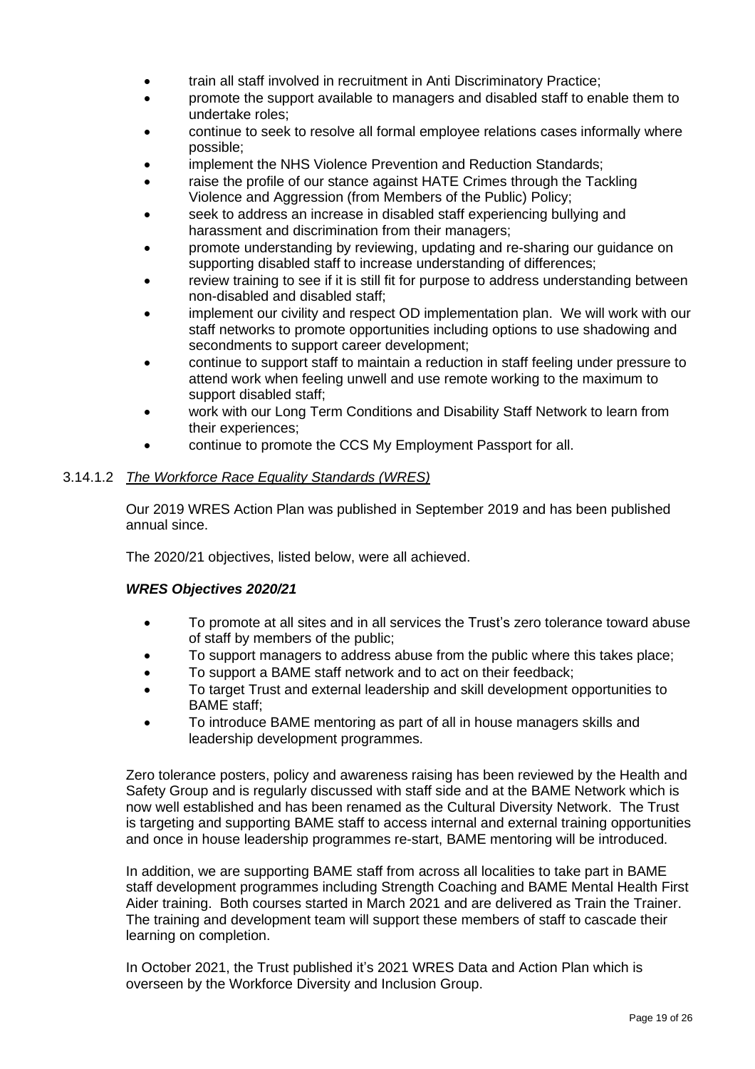- train all staff involved in recruitment in Anti Discriminatory Practice;
- promote the support available to managers and disabled staff to enable them to undertake roles;
- continue to seek to resolve all formal employee relations cases informally where possible;
- implement the NHS Violence Prevention and Reduction Standards;
- raise the profile of our stance against HATE Crimes through the Tackling Violence and Aggression (from Members of the Public) Policy;
- seek to address an increase in disabled staff experiencing bullying and harassment and discrimination from their managers;
- promote understanding by reviewing, updating and re-sharing our guidance on supporting disabled staff to increase understanding of differences;
- review training to see if it is still fit for purpose to address understanding between non-disabled and disabled staff;
- implement our civility and respect OD implementation plan. We will work with our staff networks to promote opportunities including options to use shadowing and secondments to support career development;
- continue to support staff to maintain a reduction in staff feeling under pressure to attend work when feeling unwell and use remote working to the maximum to support disabled staff;
- work with our Long Term Conditions and Disability Staff Network to learn from their experiences;
- continue to promote the CCS My Employment Passport for all.

3.14.1.2 *The Workforce Race Equality Standards (WRES)*

Our 2019 WRES Action Plan was published in September 2019 and has been published annual since.

The 2020/21 objectives, listed below, were all achieved.

***WRES Objectives 2020/21***

- To promote at all sites and in all services the Trust's zero tolerance toward abuse of staff by members of the public;
- To support managers to address abuse from the public where this takes place;
- To support a BAME staff network and to act on their feedback;
- To target Trust and external leadership and skill development opportunities to BAME staff;
- To introduce BAME mentoring as part of all in house managers skills and leadership development programmes.

Zero tolerance posters, policy and awareness raising has been reviewed by the Health and Safety Group and is regularly discussed with staff side and at the BAME Network which is now well established and has been renamed as the Cultural Diversity Network. The Trust is targeting and supporting BAME staff to access internal and external training opportunities and once in house leadership programmes re-start, BAME mentoring will be introduced.

In addition, we are supporting BAME staff from across all localities to take part in BAME staff development programmes including Strength Coaching and BAME Mental Health First Aider training. Both courses started in March 2021 and are delivered as Train the Trainer. The training and development team will support these members of staff to cascade their learning on completion.

In October 2021, the Trust published it's 2021 WRES Data and Action Plan which is overseen by the Workforce Diversity and Inclusion Group.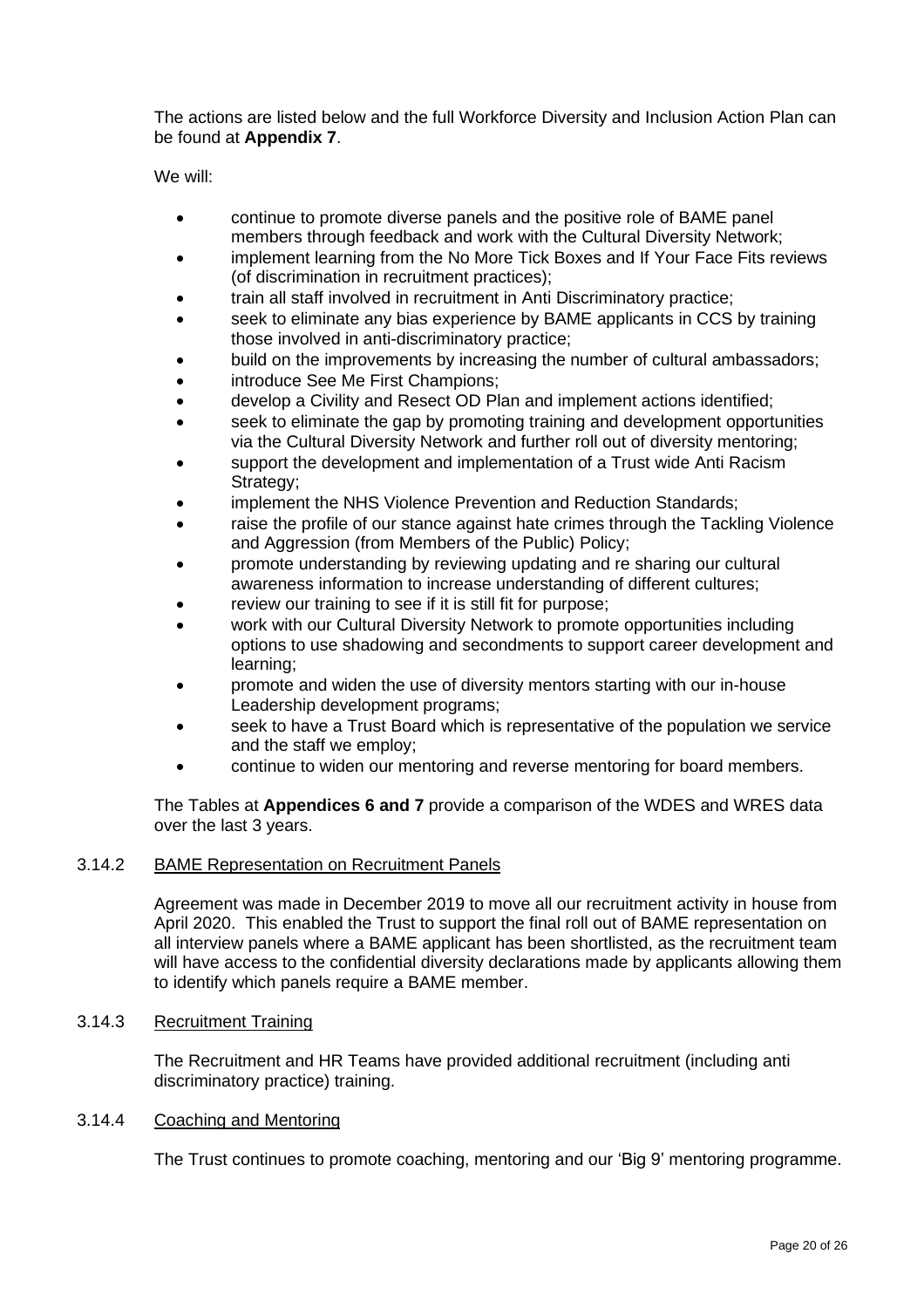The actions are listed below and the full Workforce Diversity and Inclusion Action Plan can be found at **Appendix 7**.

We will:

- continue to promote diverse panels and the positive role of BAME panel members through feedback and work with the Cultural Diversity Network;
- implement learning from the No More Tick Boxes and If Your Face Fits reviews (of discrimination in recruitment practices);
- train all staff involved in recruitment in Anti Discriminatory practice;
- seek to eliminate any bias experience by BAME applicants in CCS by training those involved in anti-discriminatory practice;
- build on the improvements by increasing the number of cultural ambassadors;
- introduce See Me First Champions;
- develop a Civility and Resect OD Plan and implement actions identified;
- seek to eliminate the gap by promoting training and development opportunities via the Cultural Diversity Network and further roll out of diversity mentoring;
- support the development and implementation of a Trust wide Anti Racism Strategy;
- implement the NHS Violence Prevention and Reduction Standards;
- raise the profile of our stance against hate crimes through the Tackling Violence and Aggression (from Members of the Public) Policy;
- promote understanding by reviewing updating and re sharing our cultural awareness information to increase understanding of different cultures;
- review our training to see if it is still fit for purpose;
- work with our Cultural Diversity Network to promote opportunities including options to use shadowing and secondments to support career development and learning;
- promote and widen the use of diversity mentors starting with our in-house Leadership development programs;
- seek to have a Trust Board which is representative of the population we service and the staff we employ;
- continue to widen our mentoring and reverse mentoring for board members.

The Tables at **Appendices 6 and 7** provide a comparison of the WDES and WRES data over the last 3 years.

### 3.14.2 BAME Representation on Recruitment Panels

Agreement was made in December 2019 to move all our recruitment activity in house from April 2020. This enabled the Trust to support the final roll out of BAME representation on all interview panels where a BAME applicant has been shortlisted, as the recruitment team will have access to the confidential diversity declarations made by applicants allowing them to identify which panels require a BAME member.

### 3.14.3 Recruitment Training

The Recruitment and HR Teams have provided additional recruitment (including anti discriminatory practice) training.

### 3.14.4 Coaching and Mentoring

The Trust continues to promote coaching, mentoring and our 'Big 9' mentoring programme.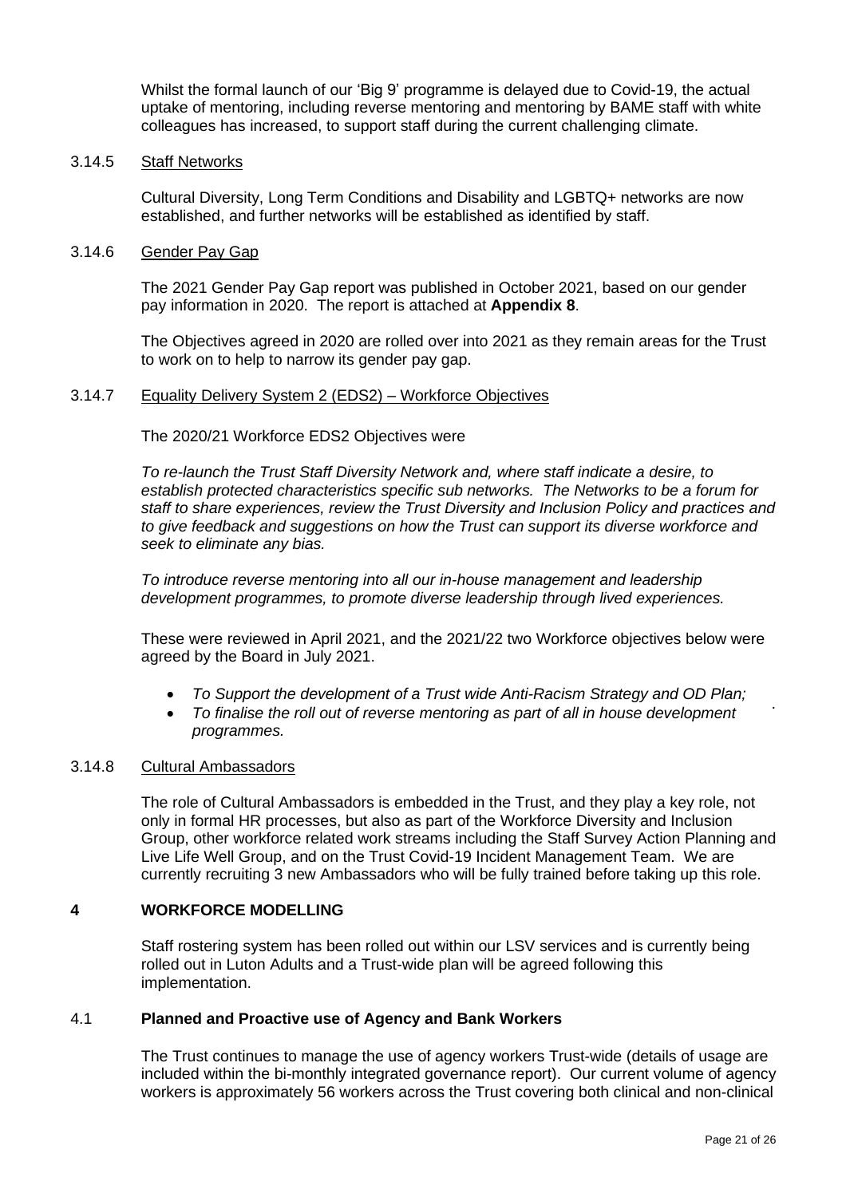Whilst the formal launch of our 'Big 9' programme is delayed due to Covid-19, the actual uptake of mentoring, including reverse mentoring and mentoring by BAME staff with white colleagues has increased, to support staff during the current challenging climate.

### 3.14.5 Staff Networks

Cultural Diversity, Long Term Conditions and Disability and LGBTQ+ networks are now established, and further networks will be established as identified by staff.

### 3.14.6 Gender Pay Gap

The 2021 Gender Pay Gap report was published in October 2021, based on our gender pay information in 2020. The report is attached at **Appendix 8**.

The Objectives agreed in 2020 are rolled over into 2021 as they remain areas for the Trust to work on to help to narrow its gender pay gap.

### 3.14.7 Equality Delivery System 2 (EDS2) – Workforce Objectives

The 2020/21 Workforce EDS2 Objectives were

*To re-launch the Trust Staff Diversity Network and, where staff indicate a desire, to establish protected characteristics specific sub networks. The Networks to be a forum for staff to share experiences, review the Trust Diversity and Inclusion Policy and practices and to give feedback and suggestions on how the Trust can support its diverse workforce and seek to eliminate any bias.*

*To introduce reverse mentoring into all our in-house management and leadership development programmes, to promote diverse leadership through lived experiences.*

These were reviewed in April 2021, and the 2021/22 two Workforce objectives below were agreed by the Board in July 2021.

- *To Support the development of a Trust wide Anti-Racism Strategy and OD Plan;*
- *To finalise the roll out of reverse mentoring as part of all in house development programmes.*

### 3.14.8 Cultural Ambassadors

The role of Cultural Ambassadors is embedded in the Trust, and they play a key role, not only in formal HR processes, but also as part of the Workforce Diversity and Inclusion Group, other workforce related work streams including the Staff Survey Action Planning and Live Life Well Group, and on the Trust Covid-19 Incident Management Team. We are currently recruiting 3 new Ambassadors who will be fully trained before taking up this role.

## 4 WORKFORCE MODELLING

Staff rostering system has been rolled out within our LSV services and is currently being rolled out in Luton Adults and a Trust-wide plan will be agreed following this implementation.

### 4.1 Planned and Proactive use of Agency and Bank Workers

The Trust continues to manage the use of agency workers Trust-wide (details of usage are included within the bi-monthly integrated governance report). Our current volume of agency workers is approximately 56 workers across the Trust covering both clinical and non-clinical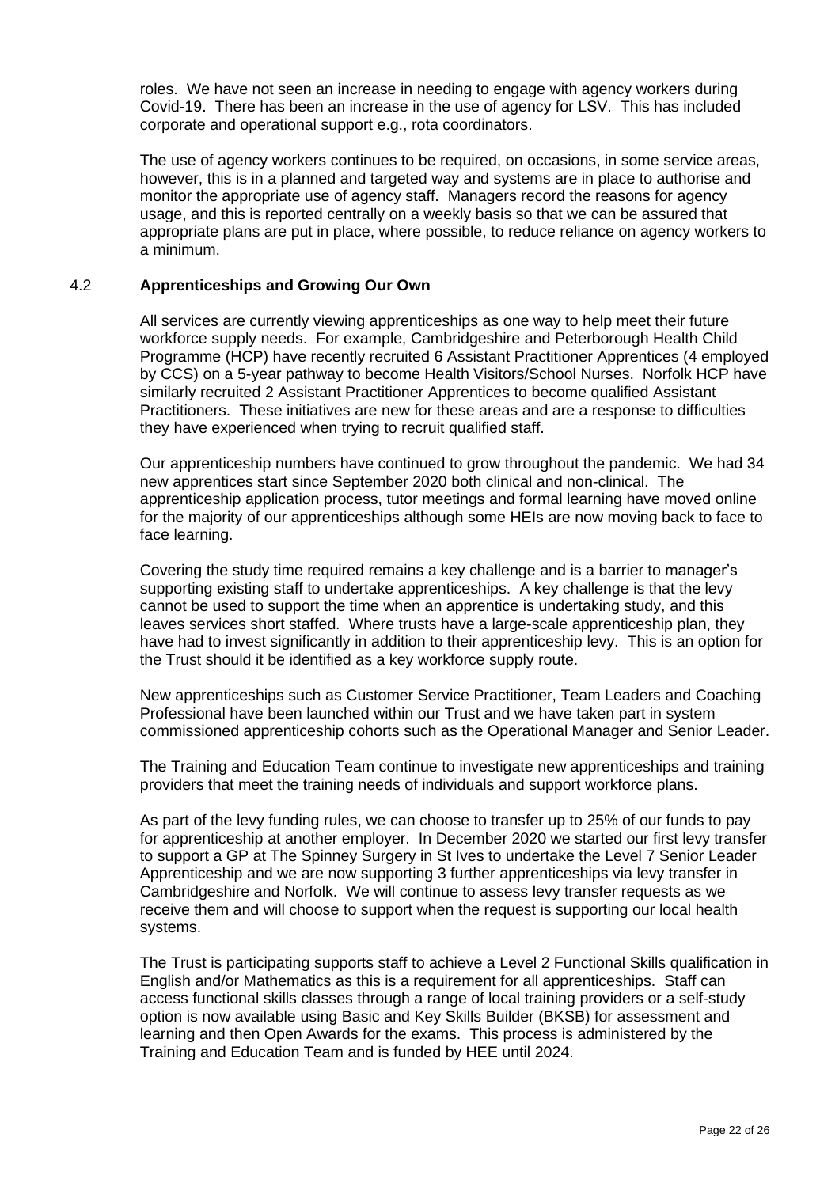roles. We have not seen an increase in needing to engage with agency workers during Covid-19. There has been an increase in the use of agency for LSV. This has included corporate and operational support e.g., rota coordinators.

The use of agency workers continues to be required, on occasions, in some service areas, however, this is in a planned and targeted way and systems are in place to authorise and monitor the appropriate use of agency staff. Managers record the reasons for agency usage, and this is reported centrally on a weekly basis so that we can be assured that appropriate plans are put in place, where possible, to reduce reliance on agency workers to a minimum.

### 4.2 Apprenticeships and Growing Our Own

All services are currently viewing apprenticeships as one way to help meet their future workforce supply needs. For example, Cambridgeshire and Peterborough Health Child Programme (HCP) have recently recruited 6 Assistant Practitioner Apprentices (4 employed by CCS) on a 5-year pathway to become Health Visitors/School Nurses. Norfolk HCP have similarly recruited 2 Assistant Practitioner Apprentices to become qualified Assistant Practitioners. These initiatives are new for these areas and are a response to difficulties they have experienced when trying to recruit qualified staff.

Our apprenticeship numbers have continued to grow throughout the pandemic. We had 34 new apprentices start since September 2020 both clinical and non-clinical. The apprenticeship application process, tutor meetings and formal learning have moved online for the majority of our apprenticeships although some HEIs are now moving back to face to face learning.

Covering the study time required remains a key challenge and is a barrier to manager's supporting existing staff to undertake apprenticeships. A key challenge is that the levy cannot be used to support the time when an apprentice is undertaking study, and this leaves services short staffed. Where trusts have a large-scale apprenticeship plan, they have had to invest significantly in addition to their apprenticeship levy. This is an option for the Trust should it be identified as a key workforce supply route.

New apprenticeships such as Customer Service Practitioner, Team Leaders and Coaching Professional have been launched within our Trust and we have taken part in system commissioned apprenticeship cohorts such as the Operational Manager and Senior Leader.

The Training and Education Team continue to investigate new apprenticeships and training providers that meet the training needs of individuals and support workforce plans.

As part of the levy funding rules, we can choose to transfer up to 25% of our funds to pay for apprenticeship at another employer. In December 2020 we started our first levy transfer to support a GP at The Spinney Surgery in St Ives to undertake the Level 7 Senior Leader Apprenticeship and we are now supporting 3 further apprenticeships via levy transfer in Cambridgeshire and Norfolk. We will continue to assess levy transfer requests as we receive them and will choose to support when the request is supporting our local health systems.

The Trust is participating supports staff to achieve a Level 2 Functional Skills qualification in English and/or Mathematics as this is a requirement for all apprenticeships. Staff can access functional skills classes through a range of local training providers or a self-study option is now available using Basic and Key Skills Builder (BKSB) for assessment and learning and then Open Awards for the exams. This process is administered by the Training and Education Team and is funded by HEE until 2024.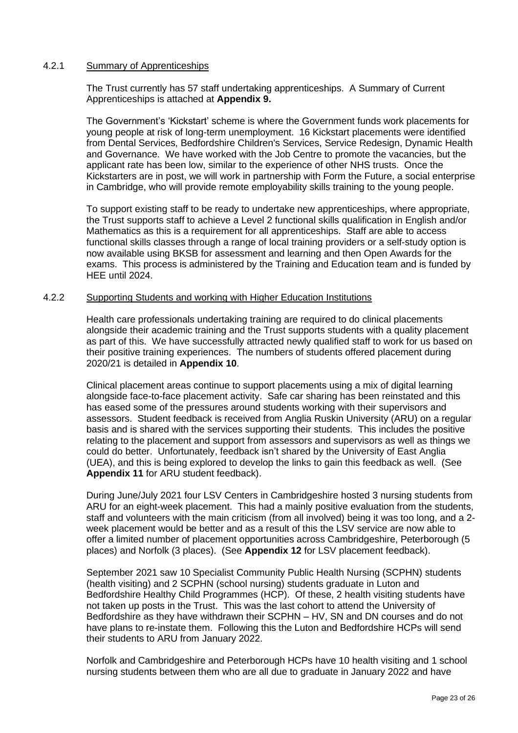### 4.2.1 Summary of Apprenticeships

The Trust currently has 57 staff undertaking apprenticeships. A Summary of Current Apprenticeships is attached at **Appendix 9.**

The Government's 'Kickstart' scheme is where the Government funds work placements for young people at risk of long-term unemployment. 16 Kickstart placements were identified from Dental Services, Bedfordshire Children's Services, Service Redesign, Dynamic Health and Governance. We have worked with the Job Centre to promote the vacancies, but the applicant rate has been low, similar to the experience of other NHS trusts. Once the Kickstarters are in post, we will work in partnership with Form the Future, a social enterprise in Cambridge, who will provide remote employability skills training to the young people.

To support existing staff to be ready to undertake new apprenticeships, where appropriate, the Trust supports staff to achieve a Level 2 functional skills qualification in English and/or Mathematics as this is a requirement for all apprenticeships. Staff are able to access functional skills classes through a range of local training providers or a self-study option is now available using BKSB for assessment and learning and then Open Awards for the exams. This process is administered by the Training and Education team and is funded by HEE until 2024.

### 4.2.2 Supporting Students and working with Higher Education Institutions

Health care professionals undertaking training are required to do clinical placements alongside their academic training and the Trust supports students with a quality placement as part of this. We have successfully attracted newly qualified staff to work for us based on their positive training experiences. The numbers of students offered placement during 2020/21 is detailed in **Appendix 10**.

Clinical placement areas continue to support placements using a mix of digital learning alongside face-to-face placement activity. Safe car sharing has been reinstated and this has eased some of the pressures around students working with their supervisors and assessors. Student feedback is received from Anglia Ruskin University (ARU) on a regular basis and is shared with the services supporting their students. This includes the positive relating to the placement and support from assessors and supervisors as well as things we could do better. Unfortunately, feedback isn't shared by the University of East Anglia (UEA), and this is being explored to develop the links to gain this feedback as well. (See **Appendix 11** for ARU student feedback).

During June/July 2021 four LSV Centers in Cambridgeshire hosted 3 nursing students from ARU for an eight-week placement. This had a mainly positive evaluation from the students, staff and volunteers with the main criticism (from all involved) being it was too long, and a 2-week placement would be better and as a result of this the LSV service are now able to offer a limited number of placement opportunities across Cambridgeshire, Peterborough (5 places) and Norfolk (3 places). (See **Appendix 12** for LSV placement feedback).

September 2021 saw 10 Specialist Community Public Health Nursing (SCPHN) students (health visiting) and 2 SCPHN (school nursing) students graduate in Luton and Bedfordshire Healthy Child Programmes (HCP). Of these, 2 health visiting students have not taken up posts in the Trust. This was the last cohort to attend the University of Bedfordshire as they have withdrawn their SCPHN – HV, SN and DN courses and do not have plans to re-instate them. Following this the Luton and Bedfordshire HCPs will send their students to ARU from January 2022.

Norfolk and Cambridgeshire and Peterborough HCPs have 10 health visiting and 1 school nursing students between them who are all due to graduate in January 2022 and have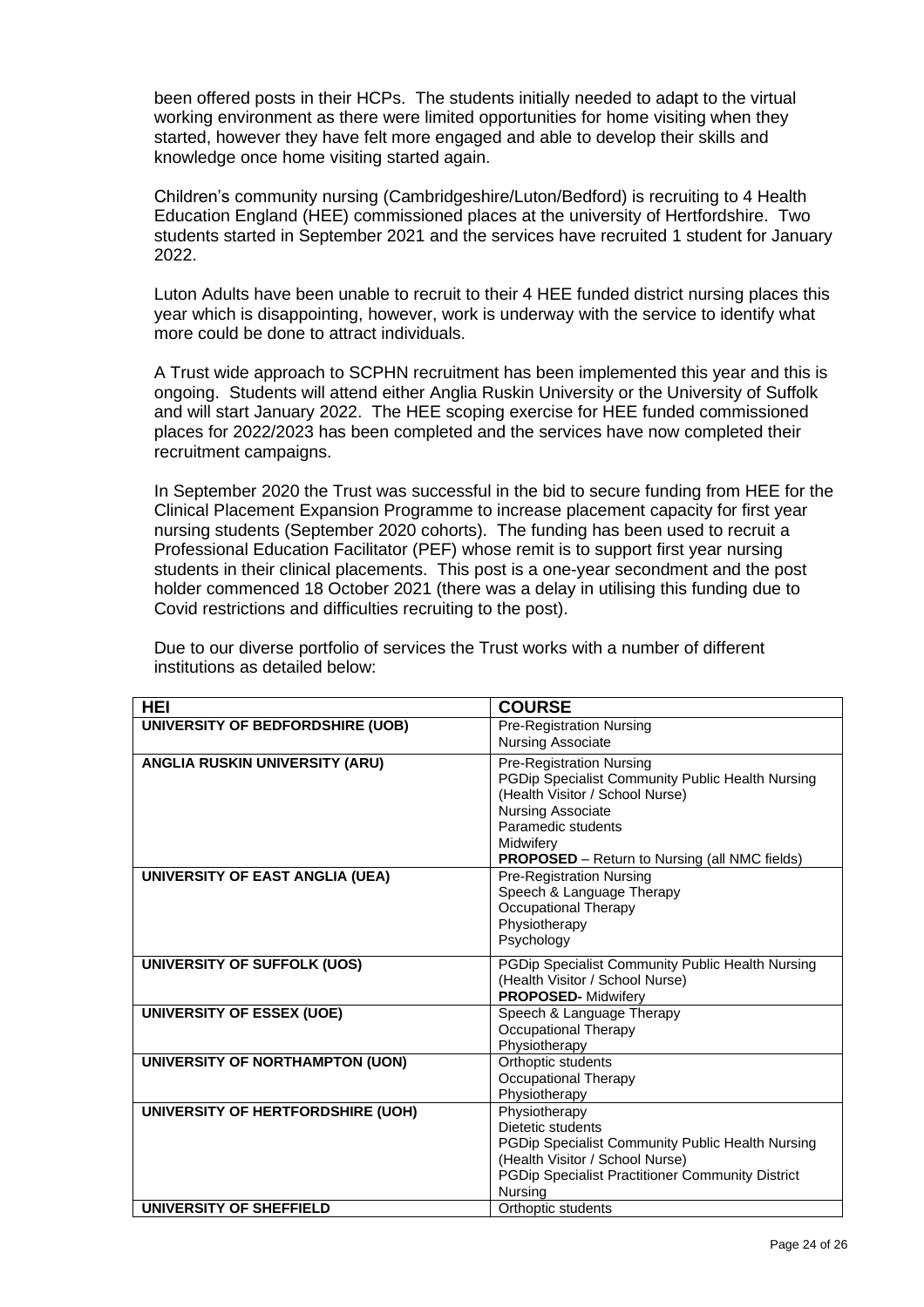been offered posts in their HCPs. The students initially needed to adapt to the virtual working environment as there were limited opportunities for home visiting when they started, however they have felt more engaged and able to develop their skills and knowledge once home visiting started again.

Children's community nursing (Cambridgeshire/Luton/Bedford) is recruiting to 4 Health Education England (HEE) commissioned places at the university of Hertfordshire. Two students started in September 2021 and the services have recruited 1 student for January 2022.

Luton Adults have been unable to recruit to their 4 HEE funded district nursing places this year which is disappointing, however, work is underway with the service to identify what more could be done to attract individuals.

A Trust wide approach to SCPHN recruitment has been implemented this year and this is ongoing. Students will attend either Anglia Ruskin University or the University of Suffolk and will start January 2022. The HEE scoping exercise for HEE funded commissioned places for 2022/2023 has been completed and the services have now completed their recruitment campaigns.

In September 2020 the Trust was successful in the bid to secure funding from HEE for the Clinical Placement Expansion Programme to increase placement capacity for first year nursing students (September 2020 cohorts). The funding has been used to recruit a Professional Education Facilitator (PEF) whose remit is to support first year nursing students in their clinical placements. This post is a one-year secondment and the post holder commenced 18 October 2021 (there was a delay in utilising this funding due to Covid restrictions and difficulties recruiting to the post).

Due to our diverse portfolio of services the Trust works with a number of different institutions as detailed below:

| HEI | COURSE |
|---|---|
| **UNIVERSITY OF BEDFORDSHIRE (UOB)** | Pre-Registration Nursing<br>Nursing Associate |
| **ANGLIA RUSKIN UNIVERSITY (ARU)** | Pre-Registration Nursing<br>PGDip Specialist Community Public Health Nursing (Health Visitor / School Nurse)<br>Nursing Associate<br>Paramedic students<br>Midwifery<br>**PROPOSED** – Return to Nursing (all NMC fields) |
| **UNIVERSITY OF EAST ANGLIA (UEA)** | Pre-Registration Nursing<br>Speech & Language Therapy<br>Occupational Therapy<br>Physiotherapy<br>Psychology |
| **UNIVERSITY OF SUFFOLK (UOS)** | PGDip Specialist Community Public Health Nursing (Health Visitor / School Nurse)<br>**PROPOSED-** Midwifery |
| **UNIVERSITY OF ESSEX (UOE)** | Speech & Language Therapy<br>Occupational Therapy<br>Physiotherapy |
| **UNIVERSITY OF NORTHAMPTON (UON)** | Orthoptic students<br>Occupational Therapy<br>Physiotherapy |
| **UNIVERSITY OF HERTFORDSHIRE (UOH)** | Physiotherapy<br>Dietetic students<br>PGDip Specialist Community Public Health Nursing (Health Visitor / School Nurse)<br>PGDip Specialist Practitioner Community District Nursing |
| **UNIVERSITY OF SHEFFIELD** | Orthoptic students |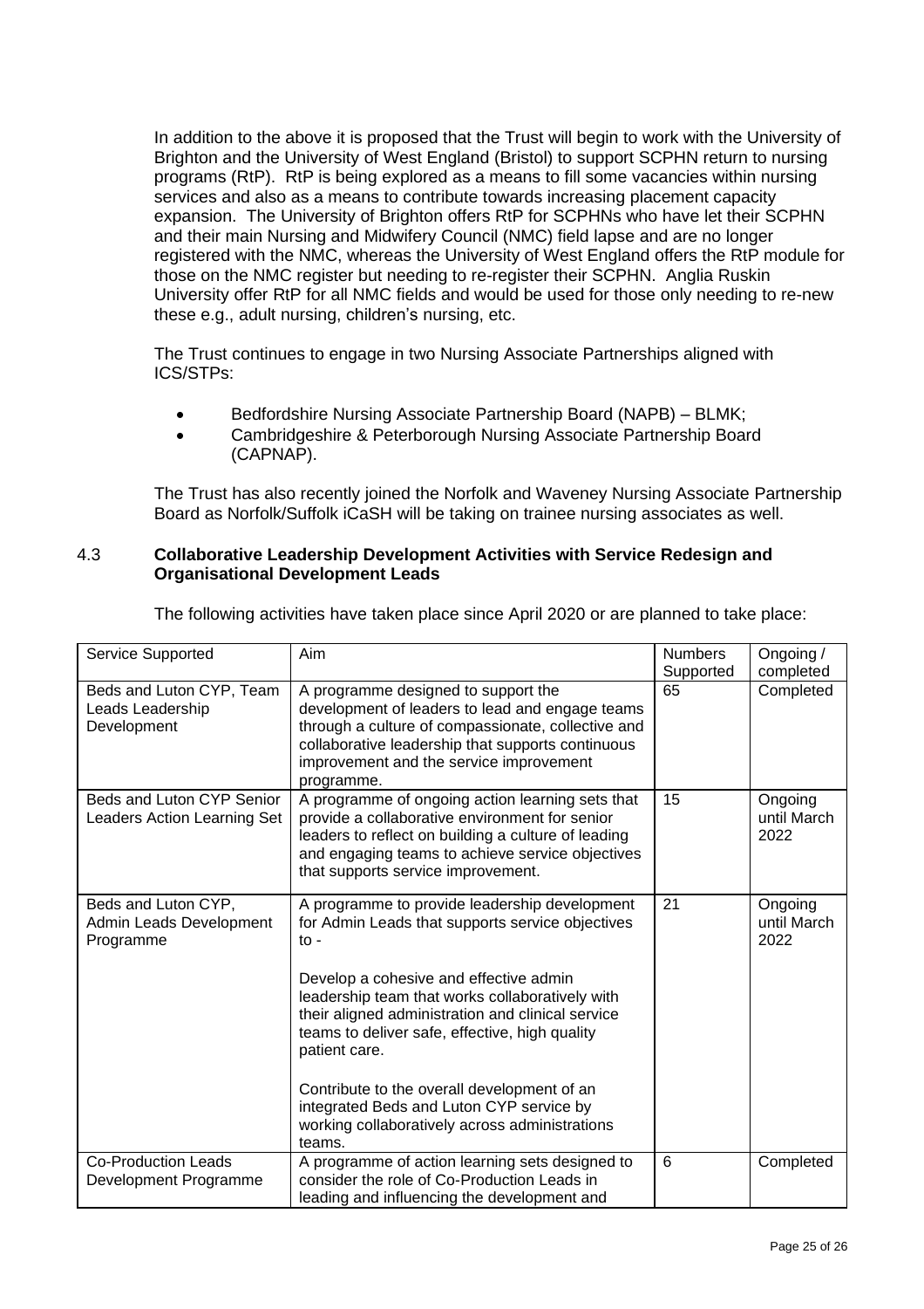In addition to the above it is proposed that the Trust will begin to work with the University of Brighton and the University of West England (Bristol) to support SCPHN return to nursing programs (RtP). RtP is being explored as a means to fill some vacancies within nursing services and also as a means to contribute towards increasing placement capacity expansion. The University of Brighton offers RtP for SCPHNs who have let their SCPHN and their main Nursing and Midwifery Council (NMC) field lapse and are no longer registered with the NMC, whereas the University of West England offers the RtP module for those on the NMC register but needing to re-register their SCPHN. Anglia Ruskin University offer RtP for all NMC fields and would be used for those only needing to re-new these e.g., adult nursing, children's nursing, etc.

The Trust continues to engage in two Nursing Associate Partnerships aligned with ICS/STPs:

- Bedfordshire Nursing Associate Partnership Board (NAPB) – BLMK;
- Cambridgeshire & Peterborough Nursing Associate Partnership Board (CAPNAP).

The Trust has also recently joined the Norfolk and Waveney Nursing Associate Partnership Board as Norfolk/Suffolk iCaSH will be taking on trainee nursing associates as well.

### 4.3 Collaborative Leadership Development Activities with Service Redesign and Organisational Development Leads

The following activities have taken place since April 2020 or are planned to take place:

| Service Supported | Aim | Numbers Supported | Ongoing / completed |
|---|---|---|---|
| Beds and Luton CYP, Team Leads Leadership Development | A programme designed to support the development of leaders to lead and engage teams through a culture of compassionate, collective and collaborative leadership that supports continuous improvement and the service improvement programme. | 65 | Completed |
| Beds and Luton CYP Senior Leaders Action Learning Set | A programme of ongoing action learning sets that provide a collaborative environment for senior leaders to reflect on building a culture of leading and engaging teams to achieve service objectives that supports service improvement. | 15 | Ongoing until March 2022 |
| Beds and Luton CYP, Admin Leads Development Programme | A programme to provide leadership development for Admin Leads that supports service objectives to -<br><br>Develop a cohesive and effective admin leadership team that works collaboratively with their aligned administration and clinical service teams to deliver safe, effective, high quality patient care.<br><br>Contribute to the overall development of an integrated Beds and Luton CYP service by working collaboratively across administrations teams. | 21 | Ongoing until March 2022 |
| Co-Production Leads Development Programme | A programme of action learning sets designed to consider the role of Co-Production Leads in leading and influencing the development and | 6 | Completed |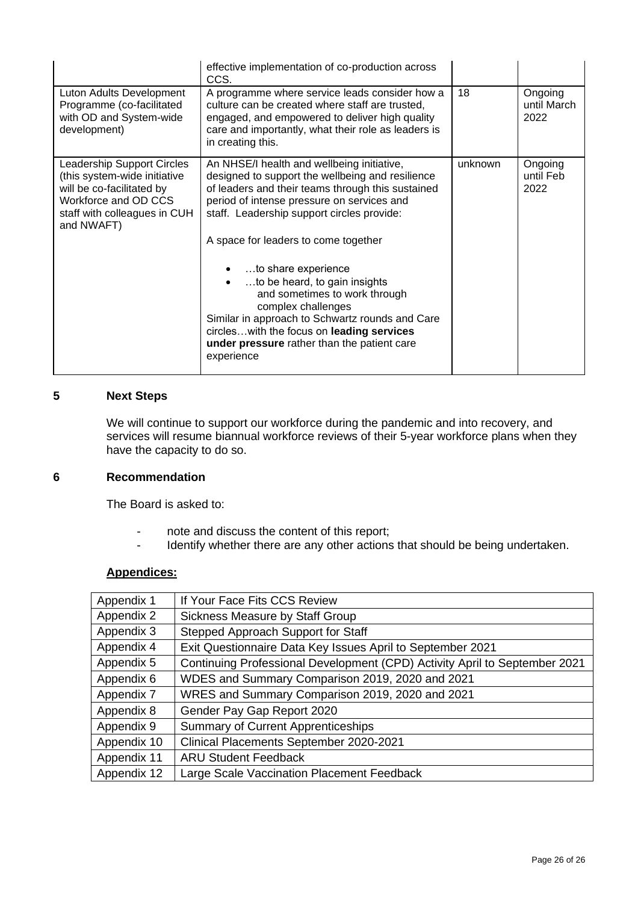| | | | |
|---|---|---|---|
| | effective implementation of co-production across CCS. | | |
| Luton Adults Development Programme (co-facilitated with OD and System-wide development) | A programme where service leads consider how a culture can be created where staff are trusted, engaged, and empowered to deliver high quality care and importantly, what their role as leaders is in creating this. | 18 | Ongoing until March 2022 |
| Leadership Support Circles (this system-wide initiative will be co-facilitated by Workforce and OD CCS staff with colleagues in CUH and NWAFT) | An NHSE/I health and wellbeing initiative, designed to support the wellbeing and resilience of leaders and their teams through this sustained period of intense pressure on services and staff. Leadership support circles provide:<br><br>A space for leaders to come together<br><br>• …to share experience<br>• …to be heard, to gain insights and sometimes to work through complex challenges<br><br>Similar in approach to Schwartz rounds and Care circles…with the focus on **leading services under pressure** rather than the patient care experience | unknown | Ongoing until Feb 2022 |

## 5 Next Steps

We will continue to support our workforce during the pandemic and into recovery, and services will resume biannual workforce reviews of their 5-year workforce plans when they have the capacity to do so.

## 6 Recommendation

The Board is asked to:

- note and discuss the content of this report;
- Identify whether there are any other actions that should be being undertaken.

**Appendices:**

| | |
|---|---|
| Appendix 1 | If Your Face Fits CCS Review |
| Appendix 2 | Sickness Measure by Staff Group |
| Appendix 3 | Stepped Approach Support for Staff |
| Appendix 4 | Exit Questionnaire Data Key Issues April to September 2021 |
| Appendix 5 | Continuing Professional Development (CPD) Activity April to September 2021 |
| Appendix 6 | WDES and Summary Comparison 2019, 2020 and 2021 |
| Appendix 7 | WRES and Summary Comparison 2019, 2020 and 2021 |
| Appendix 8 | Gender Pay Gap Report 2020 |
| Appendix 9 | Summary of Current Apprenticeships |
| Appendix 10 | Clinical Placements September 2020-2021 |
| Appendix 11 | ARU Student Feedback |
| Appendix 12 | Large Scale Vaccination Placement Feedback |